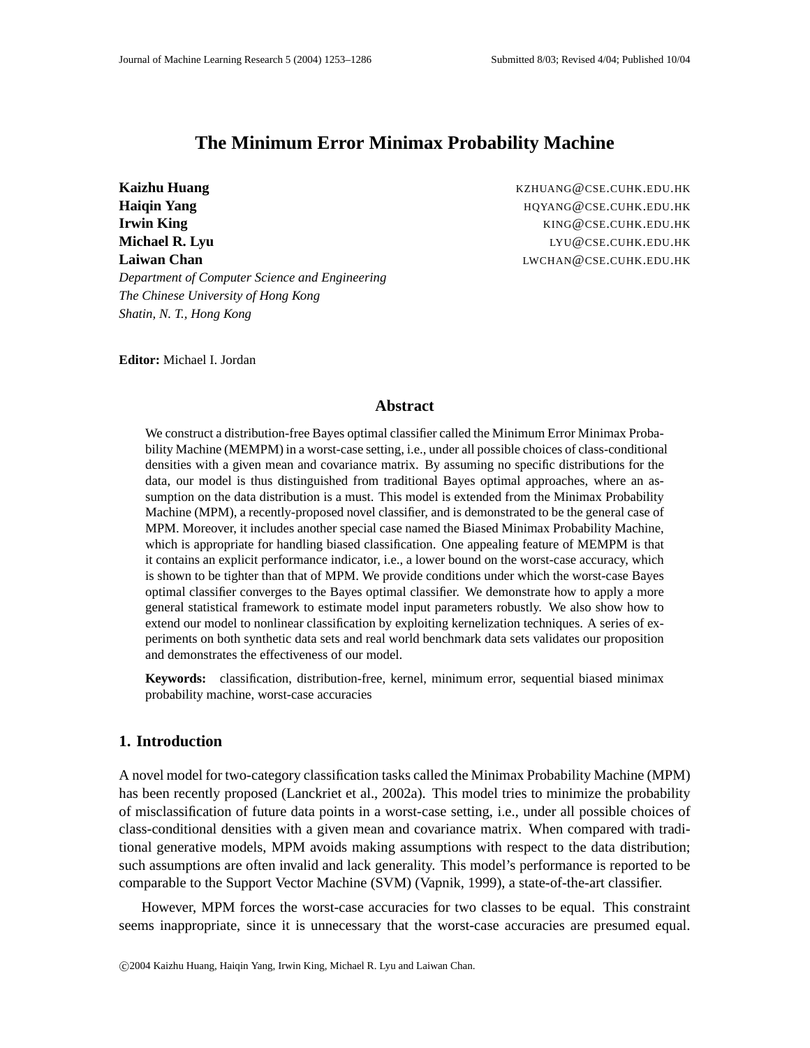# The Minimum Error Minimax Probability Machine

**Kaizhu Huang** KZHUANG@CSE.CUHK.EDU.HK
**Haiqin Yang** HQYANG@CSE.CUHK.EDU.HK
**Irwin King** KING@CSE.CUHK.EDU.HK
**Michael R. Lyu** LYU@CSE.CUHK.EDU.HK
**Laiwan Chan** LWCHAN@CSE.CUHK.EDU.HK

*Department of Computer Science and Engineering*
*The Chinese University of Hong Kong*
*Shatin, N. T., Hong Kong*

**Editor:** Michael I. Jordan

## Abstract

We construct a distribution-free Bayes optimal classifier called the Minimum Error Minimax Probability Machine (MEMPM) in a worst-case setting, i.e., under all possible choices of class-conditional densities with a given mean and covariance matrix. By assuming no specific distributions for the data, our model is thus distinguished from traditional Bayes optimal approaches, where an assumption on the data distribution is a must. This model is extended from the Minimax Probability Machine (MPM), a recently-proposed novel classifier, and is demonstrated to be the general case of MPM. Moreover, it includes another special case named the Biased Minimax Probability Machine, which is appropriate for handling biased classification. One appealing feature of MEMPM is that it contains an explicit performance indicator, i.e., a lower bound on the worst-case accuracy, which is shown to be tighter than that of MPM. We provide conditions under which the worst-case Bayes optimal classifier converges to the Bayes optimal classifier. We demonstrate how to apply a more general statistical framework to estimate model input parameters robustly. We also show how to extend our model to nonlinear classification by exploiting kernelization techniques. A series of experiments on both synthetic data sets and real world benchmark data sets validates our proposition and demonstrates the effectiveness of our model.

**Keywords:** classification, distribution-free, kernel, minimum error, sequential biased minimax probability machine, worst-case accuracies

## 1. Introduction

A novel model for two-category classification tasks called the Minimax Probability Machine (MPM) has been recently proposed (Lanckriet et al., 2002a). This model tries to minimize the probability of misclassification of future data points in a worst-case setting, i.e., under all possible choices of class-conditional densities with a given mean and covariance matrix. When compared with traditional generative models, MPM avoids making assumptions with respect to the data distribution; such assumptions are often invalid and lack generality. This model's performance is reported to be comparable to the Support Vector Machine (SVM) (Vapnik, 1999), a state-of-the-art classifier.

However, MPM forces the worst-case accuracies for two classes to be equal. This constraint seems inappropriate, since it is unnecessary that the worst-case accuracies are presumed equal.

©2004 Kaizhu Huang, Haiqin Yang, Irwin King, Michael R. Lyu and Laiwan Chan.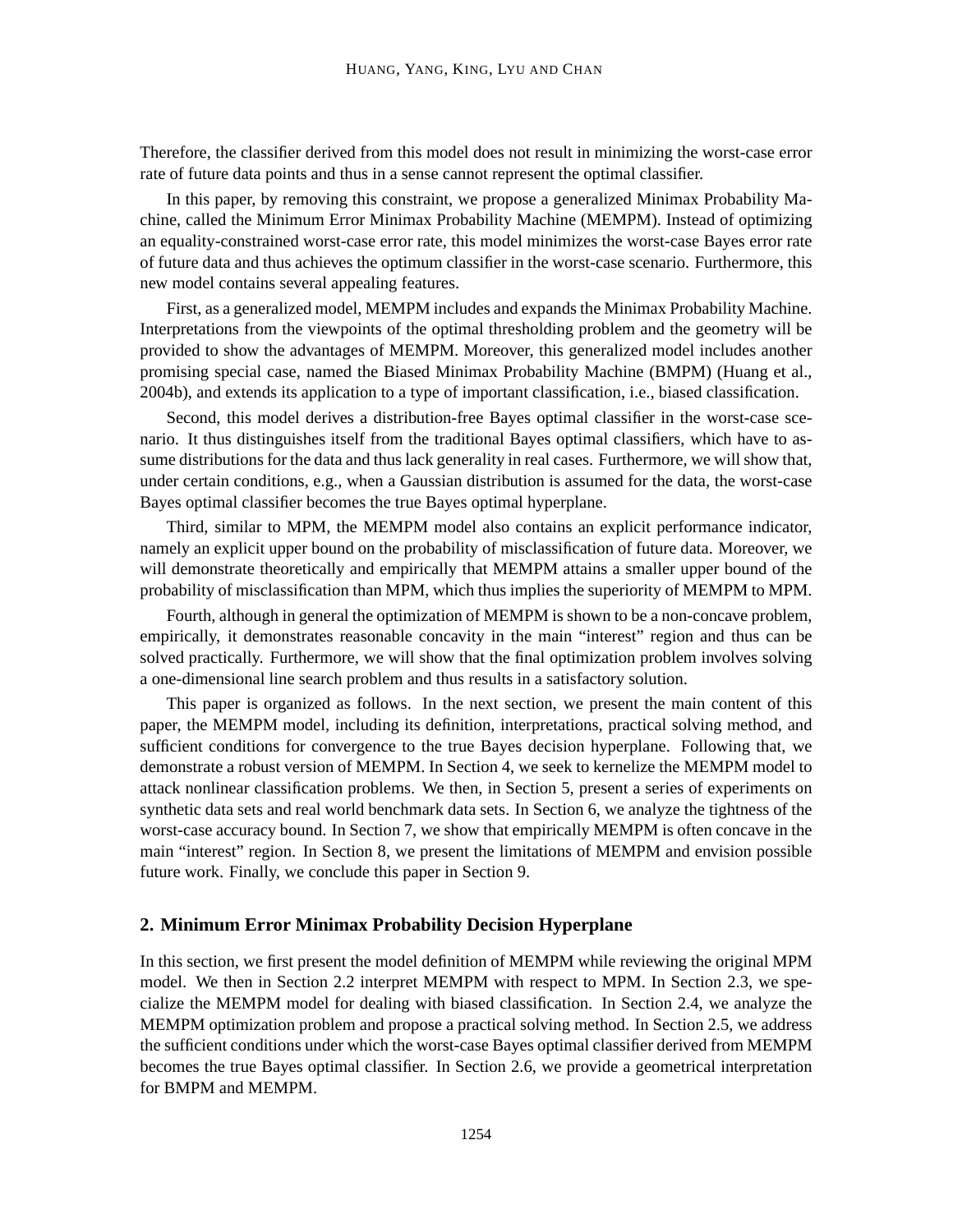Therefore, the classifier derived from this model does not result in minimizing the worst-case error rate of future data points and thus in a sense cannot represent the optimal classifier.

In this paper, by removing this constraint, we propose a generalized Minimax Probability Machine, called the Minimum Error Minimax Probability Machine (MEMPM). Instead of optimizing an equality-constrained worst-case error rate, this model minimizes the worst-case Bayes error rate of future data and thus achieves the optimum classifier in the worst-case scenario. Furthermore, this new model contains several appealing features.

First, as a generalized model, MEMPM includes and expands the Minimax Probability Machine. Interpretations from the viewpoints of the optimal thresholding problem and the geometry will be provided to show the advantages of MEMPM. Moreover, this generalized model includes another promising special case, named the Biased Minimax Probability Machine (BMPM) (Huang et al., 2004b), and extends its application to a type of important classification, i.e., biased classification.

Second, this model derives a distribution-free Bayes optimal classifier in the worst-case scenario. It thus distinguishes itself from the traditional Bayes optimal classifiers, which have to assume distributions for the data and thus lack generality in real cases. Furthermore, we will show that, under certain conditions, e.g., when a Gaussian distribution is assumed for the data, the worst-case Bayes optimal classifier becomes the true Bayes optimal hyperplane.

Third, similar to MPM, the MEMPM model also contains an explicit performance indicator, namely an explicit upper bound on the probability of misclassification of future data. Moreover, we will demonstrate theoretically and empirically that MEMPM attains a smaller upper bound of the probability of misclassification than MPM, which thus implies the superiority of MEMPM to MPM.

Fourth, although in general the optimization of MEMPM is shown to be a non-concave problem, empirically, it demonstrates reasonable concavity in the main "interest" region and thus can be solved practically. Furthermore, we will show that the final optimization problem involves solving a one-dimensional line search problem and thus results in a satisfactory solution.

This paper is organized as follows. In the next section, we present the main content of this paper, the MEMPM model, including its definition, interpretations, practical solving method, and sufficient conditions for convergence to the true Bayes decision hyperplane. Following that, we demonstrate a robust version of MEMPM. In Section 4, we seek to kernelize the MEMPM model to attack nonlinear classification problems. We then, in Section 5, present a series of experiments on synthetic data sets and real world benchmark data sets. In Section 6, we analyze the tightness of the worst-case accuracy bound. In Section 7, we show that empirically MEMPM is often concave in the main "interest" region. In Section 8, we present the limitations of MEMPM and envision possible future work. Finally, we conclude this paper in Section 9.

## 2. Minimum Error Minimax Probability Decision Hyperplane

In this section, we first present the model definition of MEMPM while reviewing the original MPM model. We then in Section 2.2 interpret MEMPM with respect to MPM. In Section 2.3, we specialize the MEMPM model for dealing with biased classification. In Section 2.4, we analyze the MEMPM optimization problem and propose a practical solving method. In Section 2.5, we address the sufficient conditions under which the worst-case Bayes optimal classifier derived from MEMPM becomes the true Bayes optimal classifier. In Section 2.6, we provide a geometrical interpretation for BMPM and MEMPM.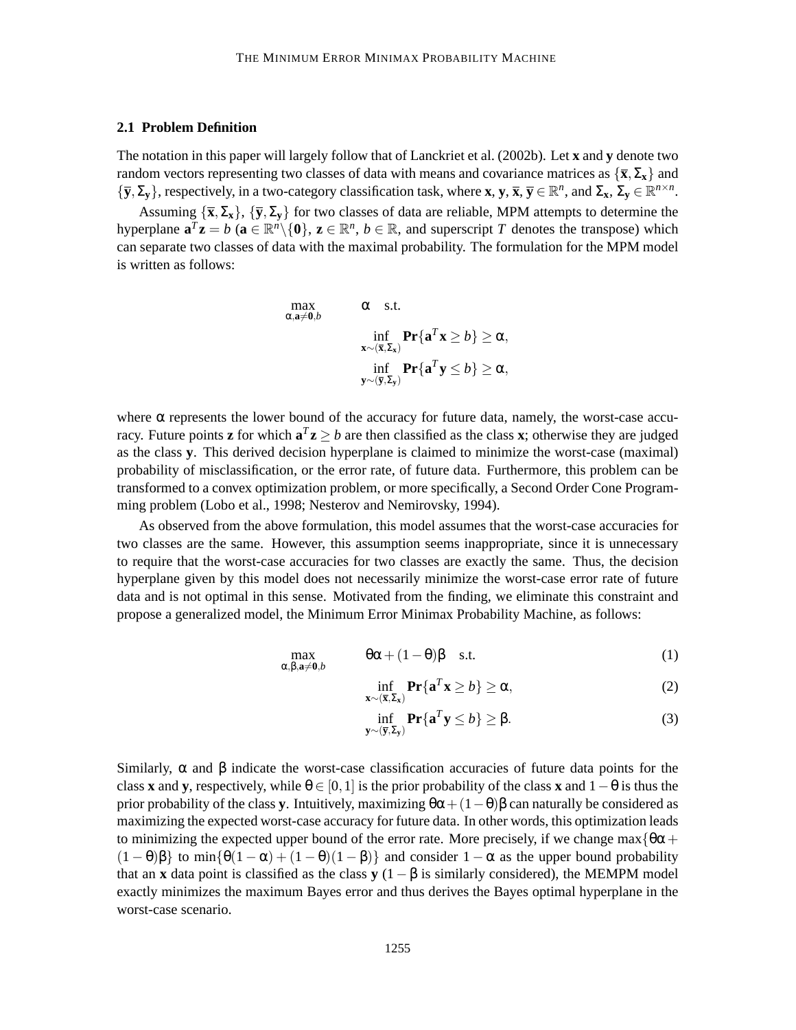### 2.1 Problem Definition

The notation in this paper will largely follow that of Lanckriet et al. (2002b). Let $\mathbf{x}$ and $\mathbf{y}$ denote two random vectors representing two classes of data with means and covariance matrices as $\{\overline{\mathbf{x}}, \Sigma_{\mathbf{x}}\}$ and $\{\overline{\mathbf{y}}, \Sigma_{\mathbf{y}}\}$, respectively, in a two-category classification task, where $\mathbf{x}$, $\mathbf{y}$, $\overline{\mathbf{x}}$, $\overline{\mathbf{y}} \in \mathbb{R}^n$, and $\Sigma_{\mathbf{x}}$, $\Sigma_{\mathbf{y}} \in \mathbb{R}^{n \times n}$.

Assuming $\{\overline{\mathbf{x}}, \Sigma_{\mathbf{x}}\}$, $\{\overline{\mathbf{y}}, \Sigma_{\mathbf{y}}\}$ for two classes of data are reliable, MPM attempts to determine the hyperplane $\mathbf{a}^T\mathbf{z} = b$ ($\mathbf{a} \in \mathbb{R}^n \backslash \{\mathbf{0}\}$, $\mathbf{z} \in \mathbb{R}^n$, $b \in \mathbb{R}$, and superscript $T$ denotes the transpose) which can separate two classes of data with the maximal probability. The formulation for the MPM model is written as follows:

$$
\begin{aligned}
\max_{\alpha, \mathbf{a} \neq \mathbf{0}, b} \quad & \alpha \quad \text{s.t.} \\
& \inf_{\mathbf{x} \sim (\overline{\mathbf{x}}, \Sigma_{\mathbf{x}})} \mathbf{Pr}\{\mathbf{a}^T\mathbf{x} \geq b\} \geq \alpha, \\
& \inf_{\mathbf{y} \sim (\overline{\mathbf{y}}, \Sigma_{\mathbf{y}})} \mathbf{Pr}\{\mathbf{a}^T\mathbf{y} \leq b\} \geq \alpha,
\end{aligned}
$$

where $\alpha$ represents the lower bound of the accuracy for future data, namely, the worst-case accuracy. Future points $\mathbf{z}$ for which $\mathbf{a}^T\mathbf{z} \geq b$ are then classified as the class $\mathbf{x}$; otherwise they are judged as the class $\mathbf{y}$. This derived decision hyperplane is claimed to minimize the worst-case (maximal) probability of misclassification, or the error rate, of future data. Furthermore, this problem can be transformed to a convex optimization problem, or more specifically, a Second Order Cone Programming problem (Lobo et al., 1998; Nesterov and Nemirovsky, 1994).

As observed from the above formulation, this model assumes that the worst-case accuracies for two classes are the same. However, this assumption seems inappropriate, since it is unnecessary to require that the worst-case accuracies for two classes are exactly the same. Thus, the decision hyperplane given by this model does not necessarily minimize the worst-case error rate of future data and is not optimal in this sense. Motivated from the finding, we eliminate this constraint and propose a generalized model, the Minimum Error Minimax Probability Machine, as follows:

$$
\max_{\alpha, \beta, \mathbf{a} \neq \mathbf{0}, b} \quad \theta\alpha + (1-\theta)\beta \quad \text{s.t.} \tag{1}
$$

$$
\inf_{\mathbf{x} \sim (\overline{\mathbf{x}}, \Sigma_{\mathbf{x}})} \mathbf{Pr}\{\mathbf{a}^T\mathbf{x} \geq b\} \geq \alpha, \tag{2}
$$

$$
\inf_{\mathbf{y} \sim (\overline{\mathbf{y}}, \Sigma_{\mathbf{y}})} \mathbf{Pr}\{\mathbf{a}^T\mathbf{y} \leq b\} \geq \beta. \tag{3}
$$

Similarly, $\alpha$ and $\beta$ indicate the worst-case classification accuracies of future data points for the class $\mathbf{x}$ and $\mathbf{y}$, respectively, while $\theta \in [0,1]$ is the prior probability of the class $\mathbf{x}$ and $1-\theta$ is thus the prior probability of the class $\mathbf{y}$. Intuitively, maximizing $\theta\alpha + (1-\theta)\beta$ can naturally be considered as maximizing the expected worst-case accuracy for future data. In other words, this optimization leads to minimizing the expected upper bound of the error rate. More precisely, if we change $\max\{\theta\alpha + (1-\theta)\beta\}$ to $\min\{\theta(1-\alpha) + (1-\theta)(1-\beta)\}$ and consider $1-\alpha$ as the upper bound probability that an $\mathbf{x}$ data point is classified as the class $\mathbf{y}$ ($1-\beta$ is similarly considered), the MEMPM model exactly minimizes the maximum Bayes error and thus derives the Bayes optimal hyperplane in the worst-case scenario.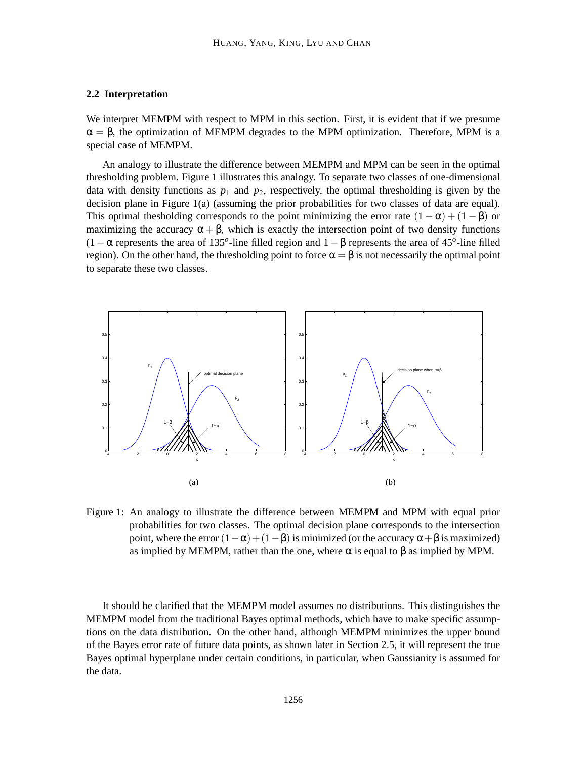### 2.2 Interpretation

We interpret MEMPM with respect to MPM in this section. First, it is evident that if we presume $\alpha = \beta$, the optimization of MEMPM degrades to the MPM optimization. Therefore, MPM is a special case of MEMPM.

An analogy to illustrate the difference between MEMPM and MPM can be seen in the optimal thresholding problem. Figure 1 illustrates this analogy. To separate two classes of one-dimensional data with density functions as $p_1$ and $p_2$, respectively, the optimal thresholding is given by the decision plane in Figure 1(a) (assuming the prior probabilities for two classes of data are equal). This optimal thesholding corresponds to the point minimizing the error rate $(1-\alpha)+(1-\beta)$ or maximizing the accuracy $\alpha+\beta$, which is exactly the intersection point of two density functions ($1-\alpha$ represents the area of $135^o$-line filled region and $1-\beta$ represents the area of $45^o$-line filled region). On the other hand, the thresholding point to force $\alpha = \beta$ is not necessarily the optimal point to separate these two classes.

(a)

(b)

Figure 1: An analogy to illustrate the difference between MEMPM and MPM with equal prior probabilities for two classes. The optimal decision plane corresponds to the intersection point, where the error $(1-\alpha)+(1-\beta)$ is minimized (or the accuracy $\alpha+\beta$ is maximized) as implied by MEMPM, rather than the one, where $\alpha$ is equal to $\beta$ as implied by MPM.

It should be clarified that the MEMPM model assumes no distributions. This distinguishes the MEMPM model from the traditional Bayes optimal methods, which have to make specific assumptions on the data distribution. On the other hand, although MEMPM minimizes the upper bound of the Bayes error rate of future data points, as shown later in Section 2.5, it will represent the true Bayes optimal hyperplane under certain conditions, in particular, when Gaussianity is assumed for the data.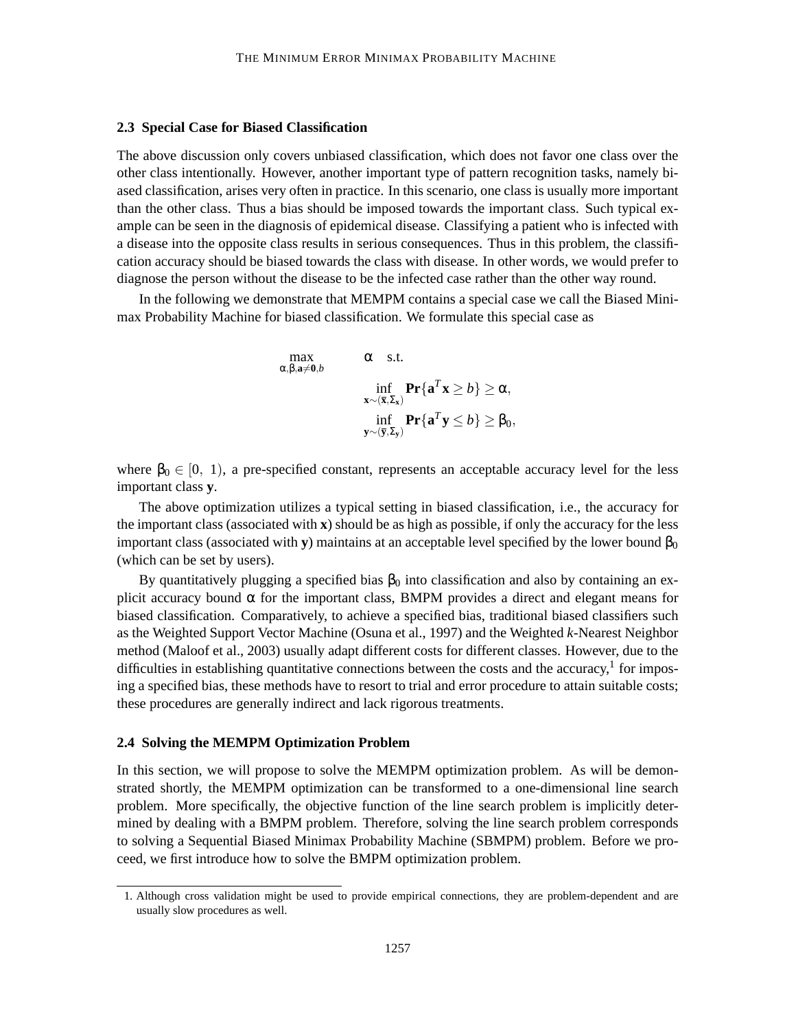### 2.3 Special Case for Biased Classification

The above discussion only covers unbiased classification, which does not favor one class over the other class intentionally. However, another important type of pattern recognition tasks, namely biased classification, arises very often in practice. In this scenario, one class is usually more important than the other class. Thus a bias should be imposed towards the important class. Such typical example can be seen in the diagnosis of epidemical disease. Classifying a patient who is infected with a disease into the opposite class results in serious consequences. Thus in this problem, the classification accuracy should be biased towards the class with disease. In other words, we would prefer to diagnose the person without the disease to be the infected case rather than the other way round.

In the following we demonstrate that MEMPM contains a special case we call the Biased Minimax Probability Machine for biased classification. We formulate this special case as

$$
\begin{aligned}
\max_{\alpha,\beta,\mathbf{a}\neq\mathbf{0},b} \quad & \alpha \quad \text{s.t.} \\
& \inf_{\mathbf{x}\sim(\overline{\mathbf{x}},\Sigma_{\mathbf{x}})} \mathbf{Pr}\{\mathbf{a}^T\mathbf{x} \geq b\} \geq \alpha, \\
& \inf_{\mathbf{y}\sim(\overline{\mathbf{y}},\Sigma_{\mathbf{y}})} \mathbf{Pr}\{\mathbf{a}^T\mathbf{y} \leq b\} \geq \beta_0,
\end{aligned}
$$

where $\beta_0 \in [0,\ 1)$, a pre-specified constant, represents an acceptable accuracy level for the less important class $\mathbf{y}$.

The above optimization utilizes a typical setting in biased classification, i.e., the accuracy for the important class (associated with $\mathbf{x}$) should be as high as possible, if only the accuracy for the less important class (associated with $\mathbf{y}$) maintains at an acceptable level specified by the lower bound $\beta_0$ (which can be set by users).

By quantitatively plugging a specified bias $\beta_0$ into classification and also by containing an explicit accuracy bound $\alpha$ for the important class, BMPM provides a direct and elegant means for biased classification. Comparatively, to achieve a specified bias, traditional biased classifiers such as the Weighted Support Vector Machine (Osuna et al., 1997) and the Weighted $k$-Nearest Neighbor method (Maloof et al., 2003) usually adapt different costs for different classes. However, due to the difficulties in establishing quantitative connections between the costs and the accuracy,[1] for imposing a specified bias, these methods have to resort to trial and error procedure to attain suitable costs; these procedures are generally indirect and lack rigorous treatments.

### 2.4 Solving the MEMPM Optimization Problem

In this section, we will propose to solve the MEMPM optimization problem. As will be demonstrated shortly, the MEMPM optimization can be transformed to a one-dimensional line search problem. More specifically, the objective function of the line search problem is implicitly determined by dealing with a BMPM problem. Therefore, solving the line search problem corresponds to solving a Sequential Biased Minimax Probability Machine (SBMPM) problem. Before we proceed, we first introduce how to solve the BMPM optimization problem.

1. Although cross validation might be used to provide empirical connections, they are problem-dependent and are usually slow procedures as well.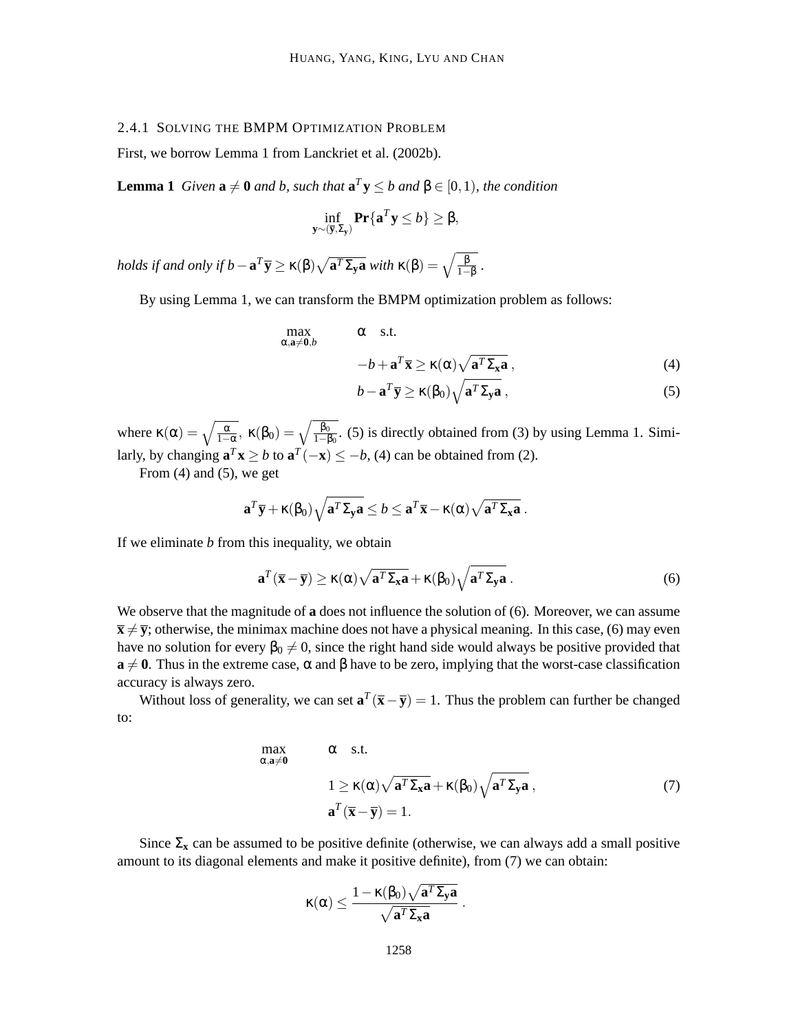#### 2.4.1 SOLVING THE BMPM OPTIMIZATION PROBLEM

First, we borrow Lemma 1 from Lanckriet et al. (2002b).

**Lemma 1** *Given $\mathbf{a} \neq \mathbf{0}$ and $b$, such that $\mathbf{a}^T\mathbf{y} \leq b$ and $\beta \in [0,1)$, the condition*

$$\inf_{\mathbf{y} \sim (\overline{\mathbf{y}}, \Sigma_{\mathbf{y}})} \mathbf{Pr}\{\mathbf{a}^T\mathbf{y} \leq b\} \geq \beta,$$

*holds if and only if $b - \mathbf{a}^T\overline{\mathbf{y}} \geq \kappa(\beta)\sqrt{\mathbf{a}^T\Sigma_{\mathbf{y}}\mathbf{a}}$ with $\kappa(\beta) = \sqrt{\frac{\beta}{1-\beta}}$.*

By using Lemma 1, we can transform the BMPM optimization problem as follows:

$$\max_{\alpha, \mathbf{a} \neq \mathbf{0}, b} \quad \alpha \quad \text{s.t.}$$

$$-b + \mathbf{a}^T\overline{\mathbf{x}} \geq \kappa(\alpha)\sqrt{\mathbf{a}^T\Sigma_{\mathbf{x}}\mathbf{a}}\,, \tag{4}$$

$$b - \mathbf{a}^T\overline{\mathbf{y}} \geq \kappa(\beta_0)\sqrt{\mathbf{a}^T\Sigma_{\mathbf{y}}\mathbf{a}}\,, \tag{5}$$

where $\kappa(\alpha) = \sqrt{\frac{\alpha}{1-\alpha}}$, $\kappa(\beta_0) = \sqrt{\frac{\beta_0}{1-\beta_0}}$. (5) is directly obtained from (3) by using Lemma 1. Similarly, by changing $\mathbf{a}^T\mathbf{x} \geq b$ to $\mathbf{a}^T(-\mathbf{x}) \leq -b$, (4) can be obtained from (2).

From (4) and (5), we get

$$\mathbf{a}^T\overline{\mathbf{y}} + \kappa(\beta_0)\sqrt{\mathbf{a}^T\Sigma_{\mathbf{y}}\mathbf{a}} \leq b \leq \mathbf{a}^T\overline{\mathbf{x}} - \kappa(\alpha)\sqrt{\mathbf{a}^T\Sigma_{\mathbf{x}}\mathbf{a}}\,.$$

If we eliminate $b$ from this inequality, we obtain

$$\mathbf{a}^T(\overline{\mathbf{x}} - \overline{\mathbf{y}}) \geq \kappa(\alpha)\sqrt{\mathbf{a}^T\Sigma_{\mathbf{x}}\mathbf{a}} + \kappa(\beta_0)\sqrt{\mathbf{a}^T\Sigma_{\mathbf{y}}\mathbf{a}}\,. \tag{6}$$

We observe that the magnitude of $\mathbf{a}$ does not influence the solution of (6). Moreover, we can assume $\overline{\mathbf{x}} \neq \overline{\mathbf{y}}$; otherwise, the minimax machine does not have a physical meaning. In this case, (6) may even have no solution for every $\beta_0 \neq 0$, since the right hand side would always be positive provided that $\mathbf{a} \neq \mathbf{0}$. Thus in the extreme case, $\alpha$ and $\beta$ have to be zero, implying that the worst-case classification accuracy is always zero.

Without loss of generality, we can set $\mathbf{a}^T(\overline{\mathbf{x}} - \overline{\mathbf{y}}) = 1$. Thus the problem can further be changed to:

$$\max_{\alpha, \mathbf{a} \neq \mathbf{0}} \quad \alpha \quad \text{s.t.}$$

$$1 \geq \kappa(\alpha)\sqrt{\mathbf{a}^T\Sigma_{\mathbf{x}}\mathbf{a}} + \kappa(\beta_0)\sqrt{\mathbf{a}^T\Sigma_{\mathbf{y}}\mathbf{a}}\,, \tag{7}$$

$$\mathbf{a}^T(\overline{\mathbf{x}} - \overline{\mathbf{y}}) = 1.$$

Since $\Sigma_{\mathbf{x}}$ can be assumed to be positive definite (otherwise, we can always add a small positive amount to its diagonal elements and make it positive definite), from (7) we can obtain:

$$\kappa(\alpha) \leq \frac{1 - \kappa(\beta_0)\sqrt{\mathbf{a}^T\Sigma_{\mathbf{y}}\mathbf{a}}}{\sqrt{\mathbf{a}^T\Sigma_{\mathbf{x}}\mathbf{a}}}\,.$$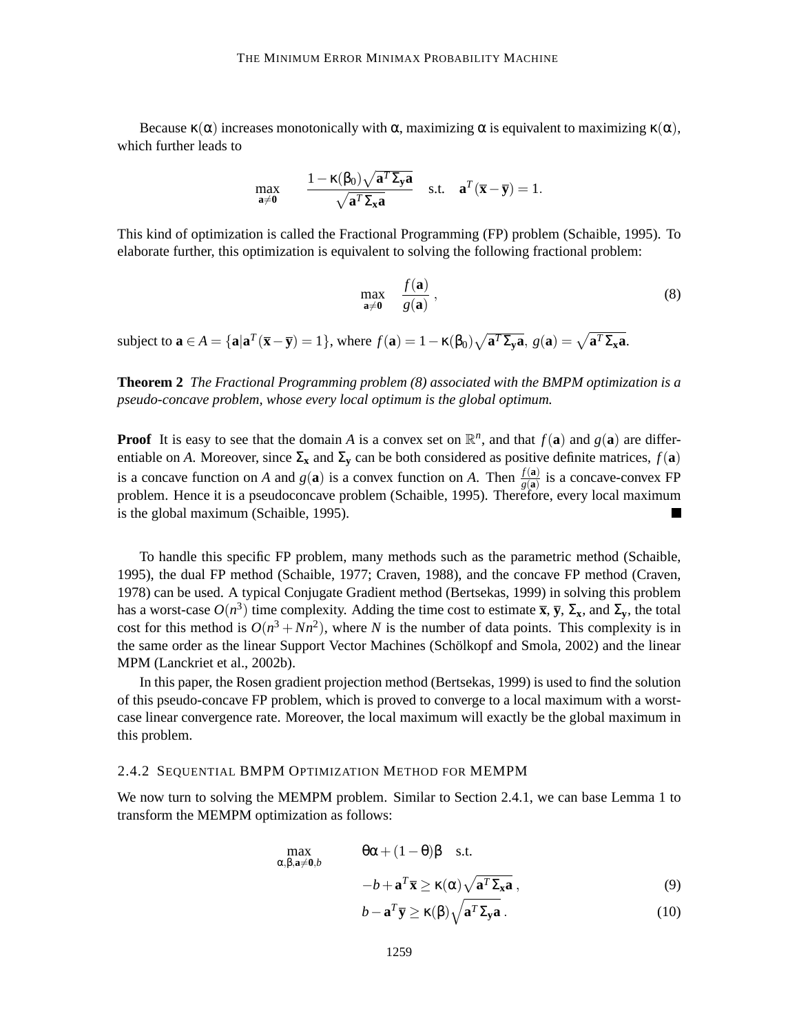Because $\kappa(\alpha)$ increases monotonically with $\alpha$, maximizing $\alpha$ is equivalent to maximizing $\kappa(\alpha)$, which further leads to

$$\max_{\mathbf{a}\neq\mathbf{0}} \quad \frac{1-\kappa(\beta_0)\sqrt{\mathbf{a}^T\Sigma_{\mathbf{y}}\mathbf{a}}}{\sqrt{\mathbf{a}^T\Sigma_{\mathbf{x}}\mathbf{a}}} \quad \text{s.t.} \quad \mathbf{a}^T(\overline{\mathbf{x}}-\overline{\mathbf{y}})=1.$$

This kind of optimization is called the Fractional Programming (FP) problem (Schaible, 1995). To elaborate further, this optimization is equivalent to solving the following fractional problem:

$$\max_{\mathbf{a}\neq\mathbf{0}} \quad \frac{f(\mathbf{a})}{g(\mathbf{a})}\,, \tag{8}$$

subject to $\mathbf{a}\in A=\{\mathbf{a}|\mathbf{a}^T(\overline{\mathbf{x}}-\overline{\mathbf{y}})=1\}$, where $f(\mathbf{a})=1-\kappa(\beta_0)\sqrt{\mathbf{a}^T\Sigma_{\mathbf{y}}\mathbf{a}}$, $g(\mathbf{a})=\sqrt{\mathbf{a}^T\Sigma_{\mathbf{x}}\mathbf{a}}$.

**Theorem 2** *The Fractional Programming problem (8) associated with the BMPM optimization is a pseudo-concave problem, whose every local optimum is the global optimum.*

**Proof** It is easy to see that the domain $A$ is a convex set on $\mathbb{R}^n$, and that $f(\mathbf{a})$ and $g(\mathbf{a})$ are differentiable on $A$. Moreover, since $\Sigma_{\mathbf{x}}$ and $\Sigma_{\mathbf{y}}$ can be both considered as positive definite matrices, $f(\mathbf{a})$ is a concave function on $A$ and $g(\mathbf{a})$ is a convex function on $A$. Then $\frac{f(\mathbf{a})}{g(\mathbf{a})}$ is a concave-convex FP problem. Hence it is a pseudoconcave problem (Schaible, 1995). Therefore, every local maximum is the global maximum (Schaible, 1995). ∎

To handle this specific FP problem, many methods such as the parametric method (Schaible, 1995), the dual FP method (Schaible, 1977; Craven, 1988), and the concave FP method (Craven, 1978) can be used. A typical Conjugate Gradient method (Bertsekas, 1999) in solving this problem has a worst-case $O(n^3)$ time complexity. Adding the time cost to estimate $\overline{\mathbf{x}}$, $\overline{\mathbf{y}}$, $\Sigma_{\mathbf{x}}$, and $\Sigma_{\mathbf{y}}$, the total cost for this method is $O(n^3+Nn^2)$, where $N$ is the number of data points. This complexity is in the same order as the linear Support Vector Machines (Schölkopf and Smola, 2002) and the linear MPM (Lanckriet et al., 2002b).

In this paper, the Rosen gradient projection method (Bertsekas, 1999) is used to find the solution of this pseudo-concave FP problem, which is proved to converge to a local maximum with a worst-case linear convergence rate. Moreover, the local maximum will exactly be the global maximum in this problem.

### 2.4.2 Sequential BMPM Optimization Method for MEMPM

We now turn to solving the MEMPM problem. Similar to Section 2.4.1, we can base Lemma 1 to transform the MEMPM optimization as follows:

$$\max_{\alpha,\beta,\mathbf{a}\neq\mathbf{0},b} \quad \theta\alpha+(1-\theta)\beta \quad \text{s.t.}$$

$$-b+\mathbf{a}^T\overline{\mathbf{x}} \geq \kappa(\alpha)\sqrt{\mathbf{a}^T\Sigma_{\mathbf{x}}\mathbf{a}}\,, \tag{9}$$

$$b-\mathbf{a}^T\overline{\mathbf{y}} \geq \kappa(\beta)\sqrt{\mathbf{a}^T\Sigma_{\mathbf{y}}\mathbf{a}}\,. \tag{10}$$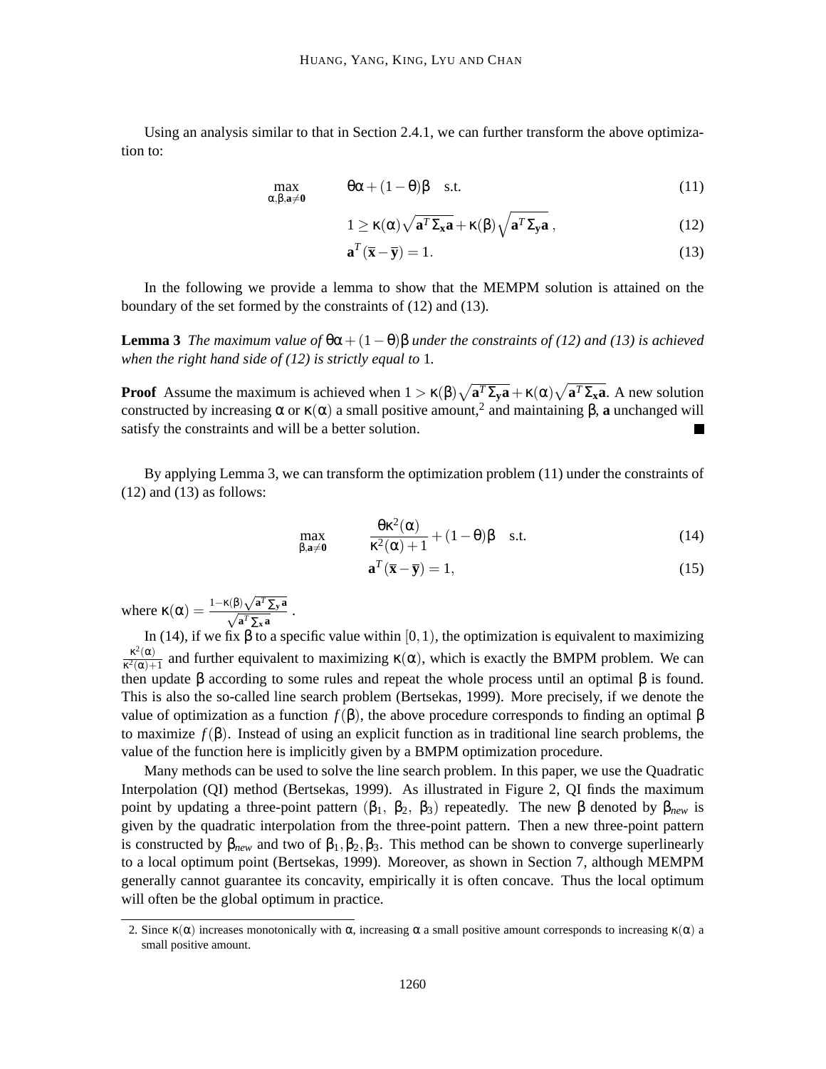Using an analysis similar to that in Section 2.4.1, we can further transform the above optimization to:

$$\max_{\alpha,\beta,\mathbf{a}\neq\mathbf{0}} \quad \theta\alpha + (1-\theta)\beta \quad \text{s.t.} \tag{11}$$

$$1 \geq \kappa(\alpha)\sqrt{\mathbf{a}^T\Sigma_{\mathbf{x}}\mathbf{a}} + \kappa(\beta)\sqrt{\mathbf{a}^T\Sigma_{\mathbf{y}}\mathbf{a}}\,, \tag{12}$$

$$\mathbf{a}^T(\overline{\mathbf{x}} - \overline{\mathbf{y}}) = 1. \tag{13}$$

In the following we provide a lemma to show that the MEMPM solution is attained on the boundary of the set formed by the constraints of (12) and (13).

**Lemma 3** *The maximum value of $\theta\alpha + (1-\theta)\beta$ under the constraints of (12) and (13) is achieved when the right hand side of (12) is strictly equal to 1.*

**Proof** Assume the maximum is achieved when $1 > \kappa(\beta)\sqrt{\mathbf{a}^T\Sigma_{\mathbf{y}}\mathbf{a}} + \kappa(\alpha)\sqrt{\mathbf{a}^T\Sigma_{\mathbf{x}}\mathbf{a}}$. A new solution constructed by increasing $\alpha$ or $\kappa(\alpha)$ a small positive amount,[2] and maintaining $\beta$, $\mathbf{a}$ unchanged will satisfy the constraints and will be a better solution. ∎

By applying Lemma 3, we can transform the optimization problem (11) under the constraints of (12) and (13) as follows:

$$\max_{\beta,\mathbf{a}\neq\mathbf{0}} \quad \frac{\theta\kappa^2(\alpha)}{\kappa^2(\alpha)+1} + (1-\theta)\beta \quad \text{s.t.} \tag{14}$$

$$\mathbf{a}^T(\overline{\mathbf{x}} - \overline{\mathbf{y}}) = 1, \tag{15}$$

where $\kappa(\alpha) = \frac{1-\kappa(\beta)\sqrt{\mathbf{a}^T\Sigma_{\mathbf{y}}\mathbf{a}}}{\sqrt{\mathbf{a}^T\Sigma_{\mathbf{x}}\mathbf{a}}}$.

In (14), if we fix $\beta$ to a specific value within $[0,1)$, the optimization is equivalent to maximizing $\frac{\kappa^2(\alpha)}{\kappa^2(\alpha)+1}$ and further equivalent to maximizing $\kappa(\alpha)$, which is exactly the BMPM problem. We can then update $\beta$ according to some rules and repeat the whole process until an optimal $\beta$ is found. This is also the so-called line search problem (Bertsekas, 1999). More precisely, if we denote the value of optimization as a function $f(\beta)$, the above procedure corresponds to finding an optimal $\beta$ to maximize $f(\beta)$. Instead of using an explicit function as in traditional line search problems, the value of the function here is implicitly given by a BMPM optimization procedure.

Many methods can be used to solve the line search problem. In this paper, we use the Quadratic Interpolation (QI) method (Bertsekas, 1999). As illustrated in Figure 2, QI finds the maximum point by updating a three-point pattern ($\beta_1$, $\beta_2$, $\beta_3$) repeatedly. The new $\beta$ denoted by $\beta_{new}$ is given by the quadratic interpolation from the three-point pattern. Then a new three-point pattern is constructed by $\beta_{new}$ and two of $\beta_1, \beta_2, \beta_3$. This method can be shown to converge superlinearly to a local optimum point (Bertsekas, 1999). Moreover, as shown in Section 7, although MEMPM generally cannot guarantee its concavity, empirically it is often concave. Thus the local optimum will often be the global optimum in practice.

2. Since $\kappa(\alpha)$ increases monotonically with $\alpha$, increasing $\alpha$ a small positive amount corresponds to increasing $\kappa(\alpha)$ a small positive amount.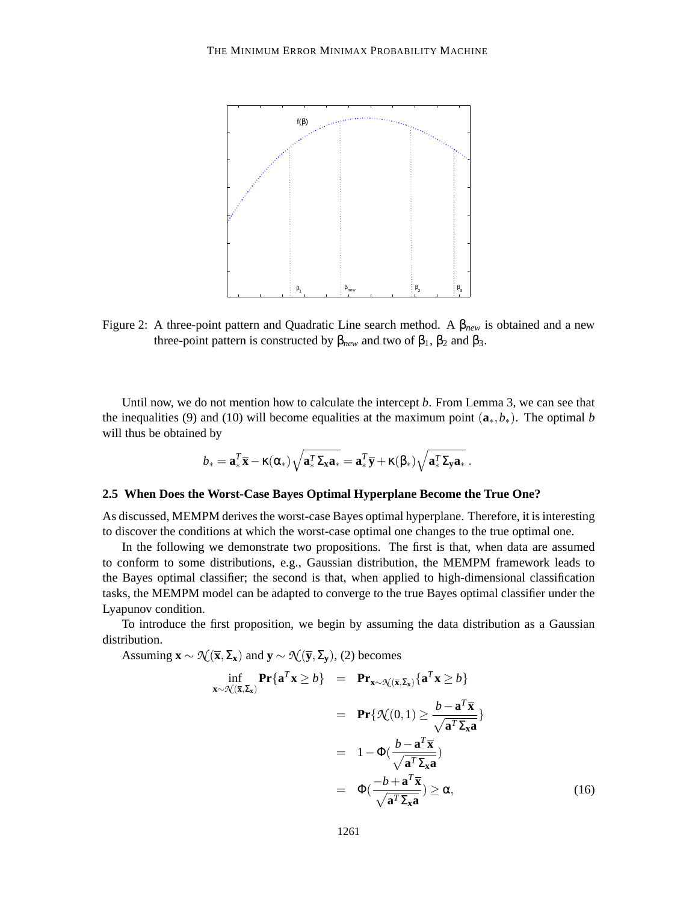Figure 2: A three-point pattern and Quadratic Line search method. A $\beta_{new}$ is obtained and a new three-point pattern is constructed by $\beta_{new}$ and two of $\beta_1$, $\beta_2$ and $\beta_3$.

Until now, we do not mention how to calculate the intercept $b$. From Lemma 3, we can see that the inequalities (9) and (10) will become equalities at the maximum point $(\mathbf{a}_*, b_*)$. The optimal $b$ will thus be obtained by

$$b_* = \mathbf{a}_*^T \overline{\mathbf{x}} - \kappa(\alpha_*)\sqrt{\mathbf{a}_*^T \Sigma_{\mathbf{x}} \mathbf{a}_*} = \mathbf{a}_*^T \overline{\mathbf{y}} + \kappa(\beta_*)\sqrt{\mathbf{a}_*^T \Sigma_{\mathbf{y}} \mathbf{a}_*} \,.$$

### 2.5 When Does the Worst-Case Bayes Optimal Hyperplane Become the True One?

As discussed, MEMPM derives the worst-case Bayes optimal hyperplane. Therefore, it is interesting to discover the conditions at which the worst-case optimal one changes to the true optimal one.

In the following we demonstrate two propositions. The first is that, when data are assumed to conform to some distributions, e.g., Gaussian distribution, the MEMPM framework leads to the Bayes optimal classifier; the second is that, when applied to high-dimensional classification tasks, the MEMPM model can be adapted to converge to the true Bayes optimal classifier under the Lyapunov condition.

To introduce the first proposition, we begin by assuming the data distribution as a Gaussian distribution.

Assuming $\mathbf{x} \sim \mathcal{N}(\overline{\mathbf{x}}, \Sigma_{\mathbf{x}})$ and $\mathbf{y} \sim \mathcal{N}(\overline{\mathbf{y}}, \Sigma_{\mathbf{y}})$, (2) becomes

$$\begin{aligned}
\inf_{\mathbf{x}\sim\mathcal{N}(\overline{\mathbf{x}},\Sigma_{\mathbf{x}})} \mathbf{Pr}\{\mathbf{a}^T\mathbf{x} \geq b\} &= \mathbf{Pr}_{\mathbf{x}\sim\mathcal{N}(\overline{\mathbf{x}},\Sigma_{\mathbf{x}})}\{\mathbf{a}^T\mathbf{x} \geq b\} \\
&= \mathbf{Pr}\{\mathcal{N}(0,1) \geq \frac{b - \mathbf{a}^T\overline{\mathbf{x}}}{\sqrt{\mathbf{a}^T\Sigma_{\mathbf{x}}\mathbf{a}}}\} \\
&= 1 - \Phi(\frac{b - \mathbf{a}^T\overline{\mathbf{x}}}{\sqrt{\mathbf{a}^T\Sigma_{\mathbf{x}}\mathbf{a}}}) \\
&= \Phi(\frac{-b + \mathbf{a}^T\overline{\mathbf{x}}}{\sqrt{\mathbf{a}^T\Sigma_{\mathbf{x}}\mathbf{a}}}) \geq \alpha, \qquad (16)
\end{aligned}$$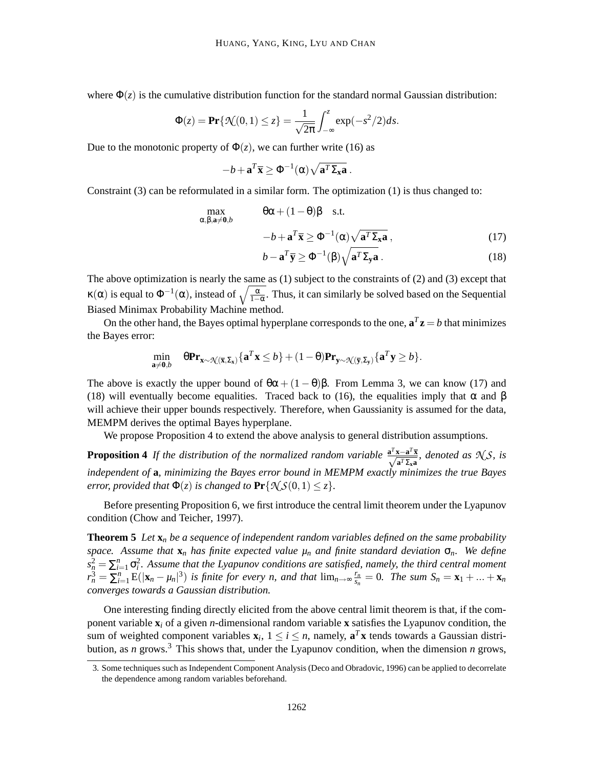where $\Phi(z)$ is the cumulative distribution function for the standard normal Gaussian distribution:

$$\Phi(z) = \mathbf{Pr}\{\mathcal{N}(0,1) \leq z\} = \frac{1}{\sqrt{2\pi}} \int_{-\infty}^{z} \exp(-s^2/2) ds.$$

Due to the monotonic property of $\Phi(z)$, we can further write (16) as

$$-b + \mathbf{a}^T \overline{\mathbf{x}} \geq \Phi^{-1}(\alpha) \sqrt{\mathbf{a}^T \Sigma_{\mathbf{x}} \mathbf{a}}\,.$$

Constraint (3) can be reformulated in a similar form. The optimization (1) is thus changed to:

$$\max_{\alpha,\beta,\mathbf{a}\neq\mathbf{0},b} \quad \theta\alpha + (1-\theta)\beta \quad \text{s.t.}$$

$$-b + \mathbf{a}^T \overline{\mathbf{x}} \geq \Phi^{-1}(\alpha) \sqrt{\mathbf{a}^T \Sigma_{\mathbf{x}} \mathbf{a}}\,, \tag{17}$$

$$b - \mathbf{a}^T \overline{\mathbf{y}} \geq \Phi^{-1}(\beta) \sqrt{\mathbf{a}^T \Sigma_{\mathbf{y}} \mathbf{a}}\,. \tag{18}$$

The above optimization is nearly the same as (1) subject to the constraints of (2) and (3) except that $\kappa(\alpha)$ is equal to $\Phi^{-1}(\alpha)$, instead of $\sqrt{\frac{\alpha}{1-\alpha}}$. Thus, it can similarly be solved based on the Sequential Biased Minimax Probability Machine method.

On the other hand, the Bayes optimal hyperplane corresponds to the one, $\mathbf{a}^T \mathbf{z} = b$ that minimizes the Bayes error:

$$\min_{\mathbf{a}\neq\mathbf{0},b} \quad \theta \mathbf{Pr}_{\mathbf{x}\sim\mathcal{N}(\overline{\mathbf{x}},\Sigma_{\mathbf{x}})}\{\mathbf{a}^T\mathbf{x} \leq b\} + (1-\theta)\mathbf{Pr}_{\mathbf{y}\sim\mathcal{N}(\overline{\mathbf{y}},\Sigma_{\mathbf{y}})}\{\mathbf{a}^T\mathbf{y} \geq b\}.$$

The above is exactly the upper bound of $\theta\alpha + (1-\theta)\beta$. From Lemma 3, we can know (17) and (18) will eventually become equalities. Traced back to (16), the equalities imply that $\alpha$ and $\beta$ will achieve their upper bounds respectively. Therefore, when Gaussianity is assumed for the data, MEMPM derives the optimal Bayes hyperplane.

We propose Proposition 4 to extend the above analysis to general distribution assumptions.

**Proposition 4** *If the distribution of the normalized random variable* $\frac{\mathbf{a}^T\mathbf{x} - \mathbf{a}^T\overline{\mathbf{x}}}{\sqrt{\mathbf{a}^T \Sigma_{\mathbf{x}} \mathbf{a}}}$*, denoted as* $\mathcal{NS}$*, is independent of* $\mathbf{a}$*, minimizing the Bayes error bound in MEMPM exactly minimizes the true Bayes error, provided that* $\Phi(z)$ *is changed to* $\mathbf{Pr}\{\mathcal{NS}(0,1) \leq z\}$.

Before presenting Proposition 6, we first introduce the central limit theorem under the Lyapunov condition (Chow and Teicher, 1997).

**Theorem 5** *Let* $\mathbf{x}_n$ *be a sequence of independent random variables defined on the same probability space. Assume that* $\mathbf{x}_n$ *has finite expected value* $\mu_n$ *and finite standard deviation* $\sigma_n$*. We define* $s_n^2 = \sum_{i=1}^n \sigma_i^2$*. Assume that the Lyapunov conditions are satisfied, namely, the third central moment* $r_n^3 = \sum_{i=1}^n \mathrm{E}(|\mathbf{x}_n - \mu_n|^3)$ *is finite for every n, and that* $\lim_{n\to\infty} \frac{r_n}{s_n} = 0$*. The sum* $S_n = \mathbf{x}_1 + \ldots + \mathbf{x}_n$ *converges towards a Gaussian distribution.*

One interesting finding directly elicited from the above central limit theorem is that, if the component variable $\mathbf{x}_i$ of a given $n$-dimensional random variable $\mathbf{x}$ satisfies the Lyapunov condition, the sum of weighted component variables $\mathbf{x}_i$, $1 \leq i \leq n$, namely, $\mathbf{a}^T\mathbf{x}$ tends towards a Gaussian distribution, as $n$ grows.[3] This shows that, under the Lyapunov condition, when the dimension $n$ grows,

3. Some techniques such as Independent Component Analysis (Deco and Obradovic, 1996) can be applied to decorrelate the dependence among random variables beforehand.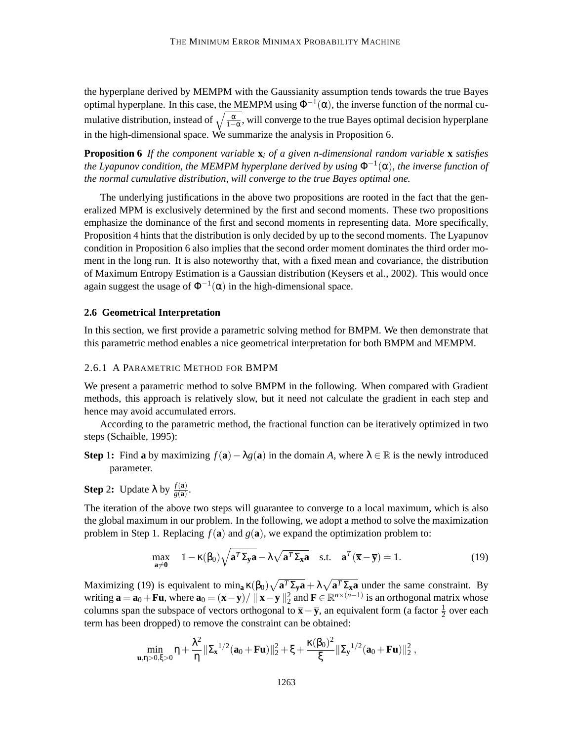the hyperplane derived by MEMPM with the Gaussianity assumption tends towards the true Bayes optimal hyperplane. In this case, the MEMPM using $\Phi^{-1}(\alpha)$, the inverse function of the normal cumulative distribution, instead of $\sqrt{\frac{\alpha}{1-\alpha}}$, will converge to the true Bayes optimal decision hyperplane in the high-dimensional space. We summarize the analysis in Proposition 6.

**Proposition 6** *If the component variable $\mathbf{x}_i$ of a given n-dimensional random variable $\mathbf{x}$ satisfies the Lyapunov condition, the MEMPM hyperplane derived by using $\Phi^{-1}(\alpha)$, the inverse function of the normal cumulative distribution, will converge to the true Bayes optimal one.*

The underlying justifications in the above two propositions are rooted in the fact that the generalized MPM is exclusively determined by the first and second moments. These two propositions emphasize the dominance of the first and second moments in representing data. More specifically, Proposition 4 hints that the distribution is only decided by up to the second moments. The Lyapunov condition in Proposition 6 also implies that the second order moment dominates the third order moment in the long run. It is also noteworthy that, with a fixed mean and covariance, the distribution of Maximum Entropy Estimation is a Gaussian distribution (Keysers et al., 2002). This would once again suggest the usage of $\Phi^{-1}(\alpha)$ in the high-dimensional space.

### 2.6 Geometrical Interpretation

In this section, we first provide a parametric solving method for BMPM. We then demonstrate that this parametric method enables a nice geometrical interpretation for both BMPM and MEMPM.

#### 2.6.1 A Parametric Method for BMPM

We present a parametric method to solve BMPM in the following. When compared with Gradient methods, this approach is relatively slow, but it need not calculate the gradient in each step and hence may avoid accumulated errors.

According to the parametric method, the fractional function can be iteratively optimized in two steps (Schaible, 1995):

**Step 1:** Find $\mathbf{a}$ by maximizing $f(\mathbf{a}) - \lambda g(\mathbf{a})$ in the domain $A$, where $\lambda \in \mathbb{R}$ is the newly introduced parameter.

**Step 2:** Update $\lambda$ by $\frac{f(\mathbf{a})}{g(\mathbf{a})}$.

The iteration of the above two steps will guarantee to converge to a local maximum, which is also the global maximum in our problem. In the following, we adopt a method to solve the maximization problem in Step 1. Replacing $f(\mathbf{a})$ and $g(\mathbf{a})$, we expand the optimization problem to:

$$\max_{\mathbf{a}\neq\mathbf{0}} \quad 1-\kappa(\beta_0)\sqrt{\mathbf{a}^T\Sigma_{\mathbf{y}}\mathbf{a}} - \lambda\sqrt{\mathbf{a}^T\Sigma_{\mathbf{x}}\mathbf{a}} \quad \text{s.t.} \quad \mathbf{a}^T(\overline{\mathbf{x}}-\overline{\mathbf{y}}) = 1. \tag{19}$$

Maximizing (19) is equivalent to $\min_{\mathbf{a}} \kappa(\beta_0)\sqrt{\mathbf{a}^T\Sigma_{\mathbf{y}}\mathbf{a}} + \lambda\sqrt{\mathbf{a}^T\Sigma_{\mathbf{x}}\mathbf{a}}$ under the same constraint. By writing $\mathbf{a} = \mathbf{a}_0 + \mathbf{F}\mathbf{u}$, where $\mathbf{a}_0 = (\overline{\mathbf{x}}-\overline{\mathbf{y}})/\parallel\overline{\mathbf{x}}-\overline{\mathbf{y}}\parallel_2^2$ and $\mathbf{F} \in \mathbb{R}^{n\times(n-1)}$ is an orthogonal matrix whose columns span the subspace of vectors orthogonal to $\overline{\mathbf{x}}-\overline{\mathbf{y}}$, an equivalent form (a factor $\frac{1}{2}$ over each term has been dropped) to remove the constraint can be obtained:

$$\min_{\mathbf{u},\eta>0,\xi>0} \eta + \frac{\lambda^2}{\eta}\|\Sigma_{\mathbf{x}}{}^{1/2}(\mathbf{a}_0+\mathbf{F}\mathbf{u})\|_2^2 + \xi + \frac{\kappa(\beta_0)^2}{\xi}\|\Sigma_{\mathbf{y}}{}^{1/2}(\mathbf{a}_0+\mathbf{F}\mathbf{u})\|_2^2,$$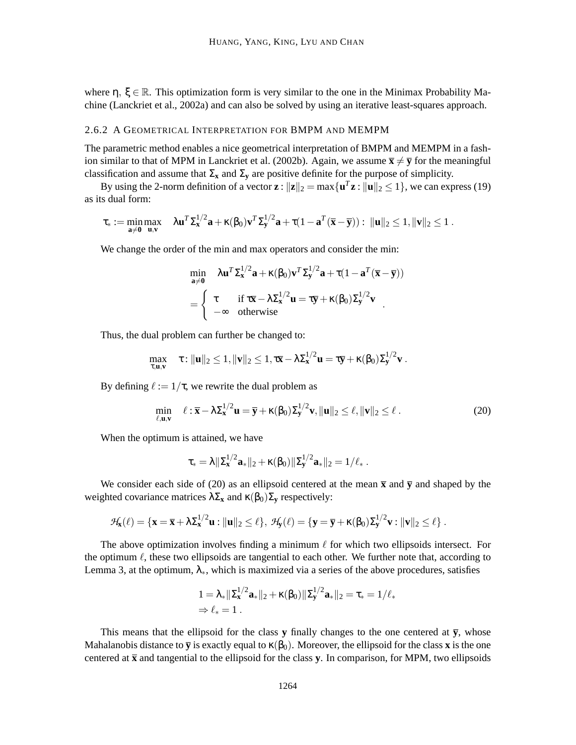where $\eta, \xi \in \mathbb{R}$. This optimization form is very similar to the one in the Minimax Probability Machine (Lanckriet et al., 2002a) and can also be solved by using an iterative least-squares approach.

### 2.6.2 A Geometrical Interpretation for BMPM and MEMPM

The parametric method enables a nice geometrical interpretation of BMPM and MEMPM in a fashion similar to that of MPM in Lanckriet et al. (2002b). Again, we assume $\overline{\mathbf{x}} \neq \overline{\mathbf{y}}$ for the meaningful classification and assume that $\Sigma_{\mathbf{x}}$ and $\Sigma_{\mathbf{y}}$ are positive definite for the purpose of simplicity.

By using the 2-norm definition of a vector $\mathbf{z}: \|\mathbf{z}\|_2 = \max\{\mathbf{u}^T\mathbf{z} : \|\mathbf{u}\|_2 \leq 1\}$, we can express (19) as its dual form:

$$\tau_* := \min_{\mathbf{a}\neq \mathbf{0}} \max_{\mathbf{u},\mathbf{v}} \quad \lambda \mathbf{u}^T \Sigma_{\mathbf{x}}^{1/2}\mathbf{a} + \kappa(\beta_0)\mathbf{v}^T\Sigma_{\mathbf{y}}^{1/2}\mathbf{a} + \tau(1 - \mathbf{a}^T(\overline{\mathbf{x}} - \overline{\mathbf{y}})) : \ \|\mathbf{u}\|_2 \leq 1, \|\mathbf{v}\|_2 \leq 1 \ .$$

We change the order of the min and max operators and consider the min:

$$\begin{aligned}
&\min_{\mathbf{a}\neq \mathbf{0}} \quad \lambda \mathbf{u}^T \Sigma_{\mathbf{x}}^{1/2}\mathbf{a} + \kappa(\beta_0)\mathbf{v}^T\Sigma_{\mathbf{y}}^{1/2}\mathbf{a} + \tau(1 - \mathbf{a}^T(\overline{\mathbf{x}} - \overline{\mathbf{y}})) \\
&= \begin{cases} \tau & \text{if } \tau\overline{\mathbf{x}} - \lambda\Sigma_{\mathbf{x}}^{1/2}\mathbf{u} = \tau\overline{\mathbf{y}} + \kappa(\beta_0)\Sigma_{\mathbf{y}}^{1/2}\mathbf{v} \\ -\infty & \text{otherwise} \end{cases} .
\end{aligned}$$

Thus, the dual problem can further be changed to:

$$\max_{\tau,\mathbf{u},\mathbf{v}} \quad \tau : \|\mathbf{u}\|_2 \leq 1, \|\mathbf{v}\|_2 \leq 1, \tau\overline{\mathbf{x}} - \lambda\Sigma_{\mathbf{x}}^{1/2}\mathbf{u} = \tau\overline{\mathbf{y}} + \kappa(\beta_0)\Sigma_{\mathbf{y}}^{1/2}\mathbf{v} \ .$$

By defining $\ell := 1/\tau$, we rewrite the dual problem as

$$\min_{\ell,\mathbf{u},\mathbf{v}} \quad \ell : \overline{\mathbf{x}} - \lambda\Sigma_{\mathbf{x}}^{1/2}\mathbf{u} = \overline{\mathbf{y}} + \kappa(\beta_0)\Sigma_{\mathbf{y}}^{1/2}\mathbf{v}, \|\mathbf{u}\|_2 \leq \ell, \|\mathbf{v}\|_2 \leq \ell \ . \tag{20}$$

When the optimum is attained, we have

$$\tau_* = \lambda\|\Sigma_{\mathbf{x}}^{1/2}\mathbf{a}_*\|_2 + \kappa(\beta_0)\|\Sigma_{\mathbf{y}}^{1/2}\mathbf{a}_*\|_2 = 1/\ell_* \ .$$

We consider each side of (20) as an ellipsoid centered at the mean $\overline{\mathbf{x}}$ and $\overline{\mathbf{y}}$ and shaped by the weighted covariance matrices $\lambda\Sigma_{\mathbf{x}}$ and $\kappa(\beta_0)\Sigma_{\mathbf{y}}$ respectively:

$$\mathcal{H}_{\mathbf{x}}(\ell) = \{\mathbf{x} = \overline{\mathbf{x}} + \lambda\Sigma_{\mathbf{x}}^{1/2}\mathbf{u} : \|\mathbf{u}\|_2 \leq \ell\}, \ \mathcal{H}_{\mathbf{y}}(\ell) = \{\mathbf{y} = \overline{\mathbf{y}} + \kappa(\beta_0)\Sigma_{\mathbf{y}}^{1/2}\mathbf{v} : \|\mathbf{v}\|_2 \leq \ell\} \ .$$

The above optimization involves finding a minimum $\ell$ for which two ellipsoids intersect. For the optimum $\ell$, these two ellipsoids are tangential to each other. We further note that, according to Lemma 3, at the optimum, $\lambda_*$, which is maximized via a series of the above procedures, satisfies

$$\begin{aligned}
&1 = \lambda_*\|\Sigma_{\mathbf{x}}^{1/2}\mathbf{a}_*\|_2 + \kappa(\beta_0)\|\Sigma_{\mathbf{y}}^{1/2}\mathbf{a}_*\|_2 = \tau_* = 1/\ell_* \\
&\Rightarrow \ell_* = 1 \ .
\end{aligned}$$

This means that the ellipsoid for the class $\mathbf{y}$ finally changes to the one centered at $\overline{\mathbf{y}}$, whose Mahalanobis distance to $\overline{\mathbf{y}}$ is exactly equal to $\kappa(\beta_0)$. Moreover, the ellipsoid for the class $\mathbf{x}$ is the one centered at $\overline{\mathbf{x}}$ and tangential to the ellipsoid for the class $\mathbf{y}$. In comparison, for MPM, two ellipsoids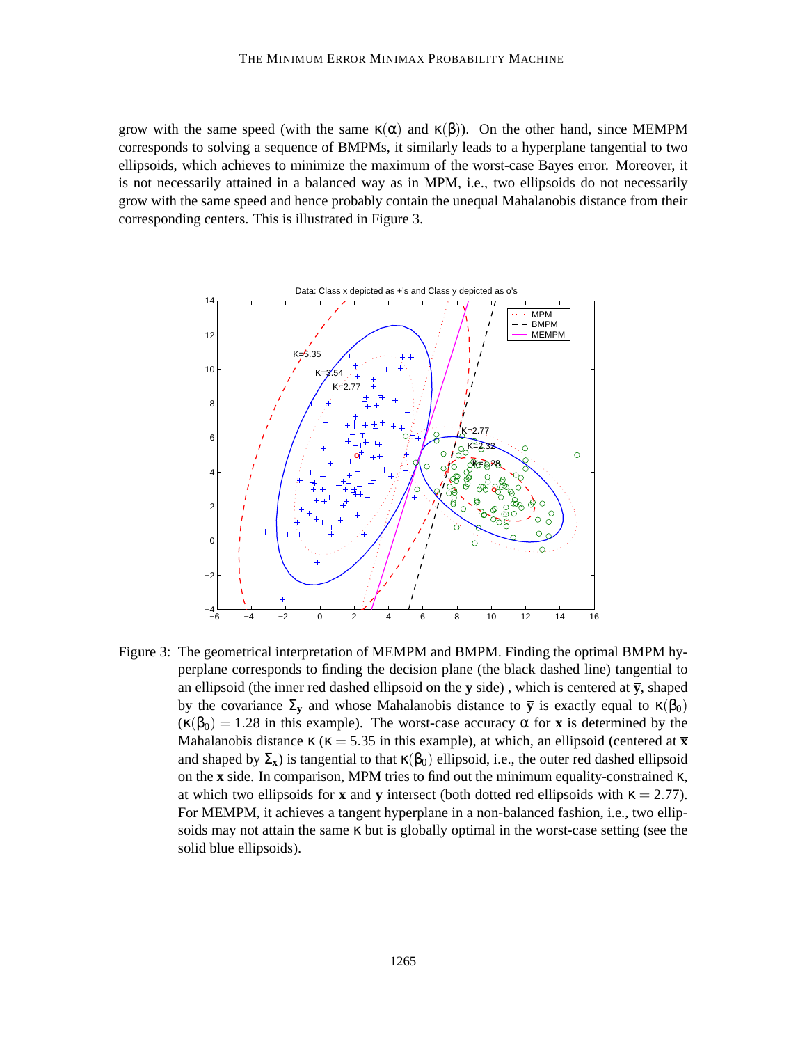grow with the same speed (with the same $\kappa(\alpha)$ and $\kappa(\beta)$). On the other hand, since MEMPM corresponds to solving a sequence of BMPMs, it similarly leads to a hyperplane tangential to two ellipsoids, which achieves to minimize the maximum of the worst-case Bayes error. Moreover, it is not necessarily attained in a balanced way as in MPM, i.e., two ellipsoids do not necessarily grow with the same speed and hence probably contain the unequal Mahalanobis distance from their corresponding centers. This is illustrated in Figure 3.

Figure 3: The geometrical interpretation of MEMPM and BMPM. Finding the optimal BMPM hyperplane corresponds to finding the decision plane (the black dashed line) tangential to an ellipsoid (the inner red dashed ellipsoid on the $\mathbf{y}$ side) , which is centered at $\bar{\mathbf{y}}$, shaped by the covariance $\Sigma_{\mathbf{y}}$ and whose Mahalanobis distance to $\bar{\mathbf{y}}$ is exactly equal to $\kappa(\beta_0)$ ($\kappa(\beta_0) = 1.28$ in this example). The worst-case accuracy $\alpha$ for $\mathbf{x}$ is determined by the Mahalanobis distance $\kappa$ ($\kappa = 5.35$ in this example), at which, an ellipsoid (centered at $\bar{\mathbf{x}}$ and shaped by $\Sigma_{\mathbf{x}}$) is tangential to that $\kappa(\beta_0)$ ellipsoid, i.e., the outer red dashed ellipsoid on the $\mathbf{x}$ side. In comparison, MPM tries to find out the minimum equality-constrained $\kappa$, at which two ellipsoids for $\mathbf{x}$ and $\mathbf{y}$ intersect (both dotted red ellipsoids with $\kappa = 2.77$). For MEMPM, it achieves a tangent hyperplane in a non-balanced fashion, i.e., two ellipsoids may not attain the same $\kappa$ but is globally optimal in the worst-case setting (see the solid blue ellipsoids).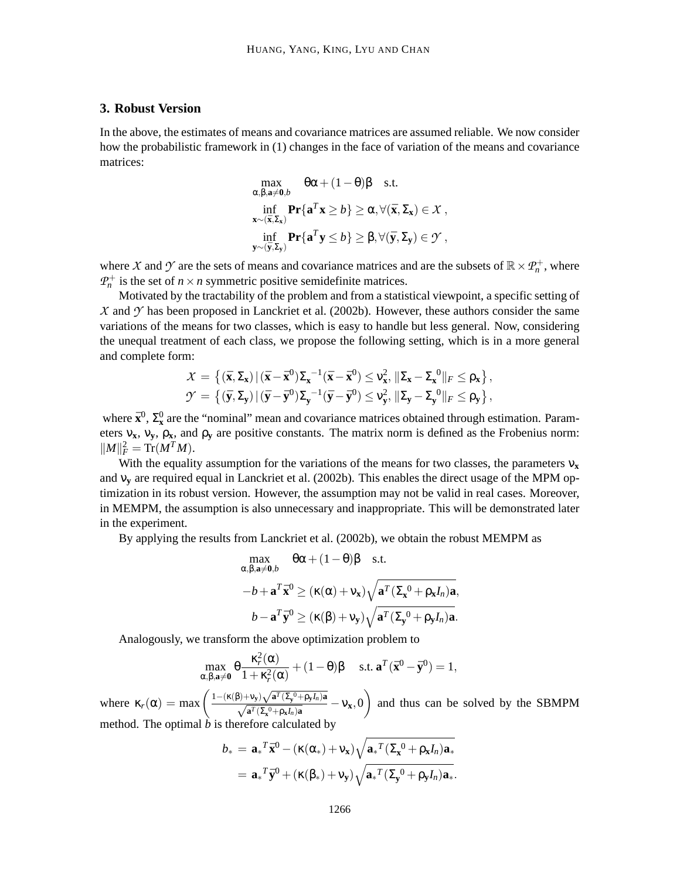## 3. Robust Version

In the above, the estimates of means and covariance matrices are assumed reliable. We now consider how the probabilistic framework in (1) changes in the face of variation of the means and covariance matrices:

$$
\begin{aligned}
\max_{\alpha,\beta,\mathbf{a}\neq\mathbf{0},b} \quad & \theta\alpha + (1-\theta)\beta \quad \text{s.t.} \\
\inf_{\mathbf{x}\sim(\bar{\mathbf{x}},\Sigma_{\mathbf{x}})} & \mathbf{Pr}\{\mathbf{a}^T\mathbf{x} \geq b\} \geq \alpha, \forall(\bar{\mathbf{x}},\Sigma_{\mathbf{x}}) \in \mathcal{X}\,, \\
\inf_{\mathbf{y}\sim(\bar{\mathbf{y}},\Sigma_{\mathbf{y}})} & \mathbf{Pr}\{\mathbf{a}^T\mathbf{y} \leq b\} \geq \beta, \forall(\bar{\mathbf{y}},\Sigma_{\mathbf{y}}) \in \mathcal{Y}\,,
\end{aligned}
$$

where $\mathcal{X}$ and $\mathcal{Y}$ are the sets of means and covariance matrices and are the subsets of $\mathbb{R}\times\mathcal{P}_n^+$, where $\mathcal{P}_n^+$ is the set of $n\times n$ symmetric positive semidefinite matrices.

Motivated by the tractability of the problem and from a statistical viewpoint, a specific setting of $\mathcal{X}$ and $\mathcal{Y}$ has been proposed in Lanckriet et al. (2002b). However, these authors consider the same variations of the means for two classes, which is easy to handle but less general. Now, considering the unequal treatment of each class, we propose the following setting, which is in a more general and complete form:

$$
\begin{aligned}
\mathcal{X} &= \left\{(\bar{\mathbf{x}},\Sigma_{\mathbf{x}})\,|\,(\bar{\mathbf{x}}-\bar{\mathbf{x}}^0)\Sigma_{\mathbf{x}}^{-1}(\bar{\mathbf{x}}-\bar{\mathbf{x}}^0) \leq \nu_{\mathbf{x}}^2,\, \|\Sigma_{\mathbf{x}}-\Sigma_{\mathbf{x}}{}^0\|_F \leq \rho_{\mathbf{x}}\right\}, \\
\mathcal{Y} &= \left\{(\bar{\mathbf{y}},\Sigma_{\mathbf{y}})\,|\,(\bar{\mathbf{y}}-\bar{\mathbf{y}}^0)\Sigma_{\mathbf{y}}^{-1}(\bar{\mathbf{y}}-\bar{\mathbf{y}}^0) \leq \nu_{\mathbf{y}}^2,\, \|\Sigma_{\mathbf{y}}-\Sigma_{\mathbf{y}}{}^0\|_F \leq \rho_{\mathbf{y}}\right\},
\end{aligned}
$$

where $\bar{\mathbf{x}}^0$, $\Sigma_{\mathbf{x}}^0$ are the "nominal" mean and covariance matrices obtained through estimation. Parameters $\nu_{\mathbf{x}}$, $\nu_{\mathbf{y}}$, $\rho_{\mathbf{x}}$, and $\rho_{\mathbf{y}}$ are positive constants. The matrix norm is defined as the Frobenius norm: $\|M\|_F^2 = \mathrm{Tr}(M^TM)$.

With the equality assumption for the variations of the means for two classes, the parameters $\nu_{\mathbf{x}}$ and $\nu_{\mathbf{y}}$ are required equal in Lanckriet et al. (2002b). This enables the direct usage of the MPM optimization in its robust version. However, the assumption may not be valid in real cases. Moreover, in MEMPM, the assumption is also unnecessary and inappropriate. This will be demonstrated later in the experiment.

By applying the results from Lanckriet et al. (2002b), we obtain the robust MEMPM as

$$
\begin{aligned}
\max_{\alpha,\beta,\mathbf{a}\neq\mathbf{0},b} \quad & \theta\alpha + (1-\theta)\beta \quad \text{s.t.} \\
-b+\mathbf{a}^T\bar{\mathbf{x}}^0 &\geq (\kappa(\alpha)+\nu_{\mathbf{x}})\sqrt{\mathbf{a}^T(\Sigma_{\mathbf{x}}{}^0+\rho_{\mathbf{x}}I_n)\mathbf{a}}, \\
b-\mathbf{a}^T\bar{\mathbf{y}}^0 &\geq (\kappa(\beta)+\nu_{\mathbf{y}})\sqrt{\mathbf{a}^T(\Sigma_{\mathbf{y}}{}^0+\rho_{\mathbf{y}}I_n)\mathbf{a}}.
\end{aligned}
$$

Analogously, we transform the above optimization problem to

$$
\max_{\alpha,\beta,\mathbf{a}\neq\mathbf{0}} \theta\frac{\kappa_r^2(\alpha)}{1+\kappa_r^2(\alpha)} + (1-\theta)\beta \quad \text{s.t. } \mathbf{a}^T(\bar{\mathbf{x}}^0-\bar{\mathbf{y}}^0) = 1,
$$

where $\kappa_r(\alpha) = \max\left(\frac{1-(\kappa(\beta)+\nu_{\mathbf{y}})\sqrt{\mathbf{a}^T(\Sigma_{\mathbf{y}}{}^0+\rho_{\mathbf{y}}I_n)\mathbf{a}}}{\sqrt{\mathbf{a}^T(\Sigma_{\mathbf{x}}{}^0+\rho_{\mathbf{x}}I_n)\mathbf{a}}} - \nu_{\mathbf{x}}, 0\right)$ and thus can be solved by the SBMPM method. The optimal $b$ is therefore calculated by

$$
\begin{aligned}
b_* &= \mathbf{a}_*{}^T\bar{\mathbf{x}}^0 - (\kappa(\alpha_*)+\nu_{\mathbf{x}})\sqrt{\mathbf{a}_*{}^T(\Sigma_{\mathbf{x}}{}^0+\rho_{\mathbf{x}}I_n)\mathbf{a}_*} \\
&= \mathbf{a}_*{}^T\bar{\mathbf{y}}^0 + (\kappa(\beta_*)+\nu_{\mathbf{y}})\sqrt{\mathbf{a}_*{}^T(\Sigma_{\mathbf{y}}{}^0+\rho_{\mathbf{y}}I_n)\mathbf{a}_*}.
\end{aligned}
$$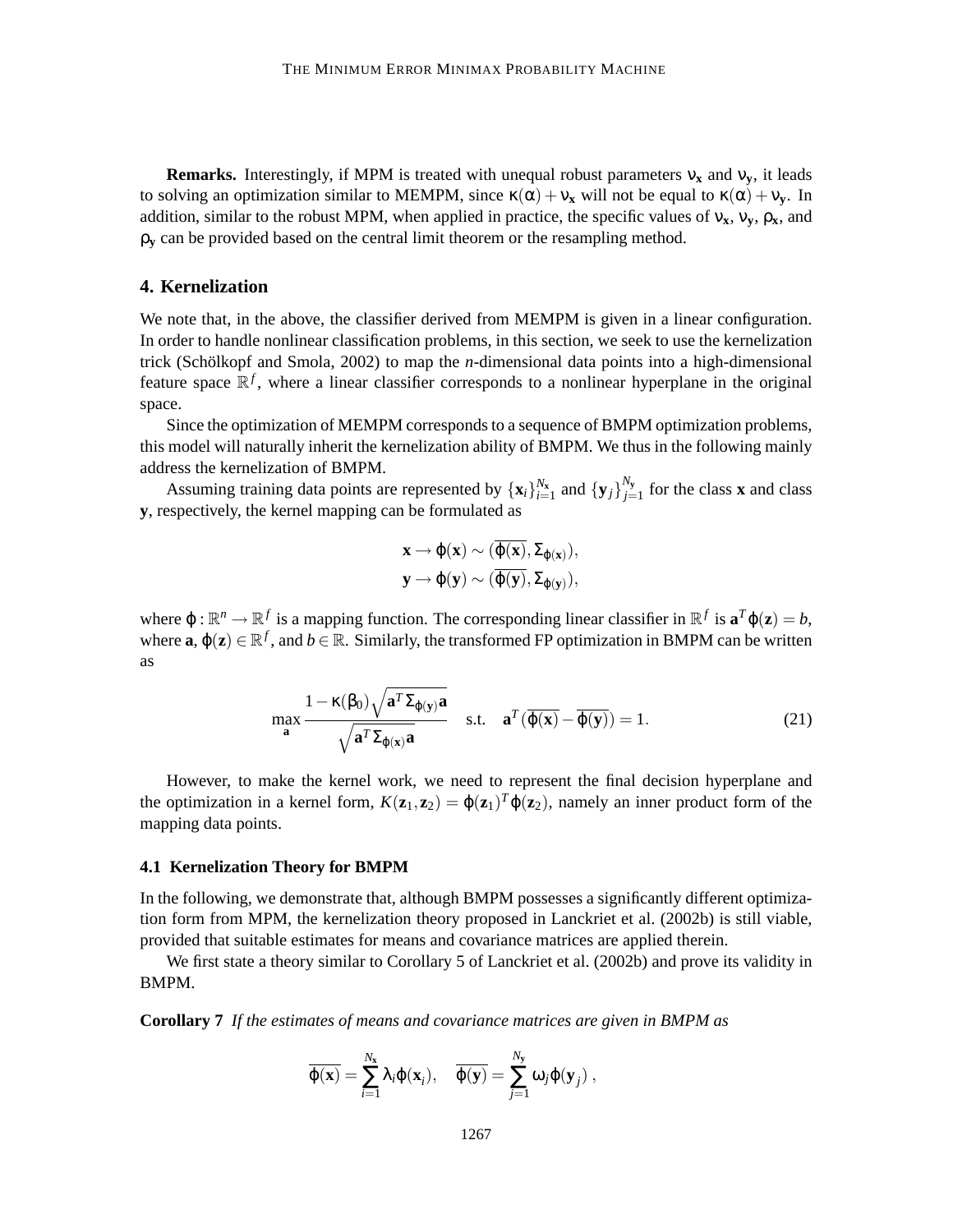**Remarks.** Interestingly, if MPM is treated with unequal robust parameters $\nu_{\mathbf{x}}$ and $\nu_{\mathbf{y}}$, it leads to solving an optimization similar to MEMPM, since $\kappa(\alpha)+\nu_{\mathbf{x}}$ will not be equal to $\kappa(\alpha)+\nu_{\mathbf{y}}$. In addition, similar to the robust MPM, when applied in practice, the specific values of $\nu_{\mathbf{x}}$, $\nu_{\mathbf{y}}$, $\rho_{\mathbf{x}}$, and $\rho_{\mathbf{y}}$ can be provided based on the central limit theorem or the resampling method.

## 4. Kernelization

We note that, in the above, the classifier derived from MEMPM is given in a linear configuration. In order to handle nonlinear classification problems, in this section, we seek to use the kernelization trick (Schölkopf and Smola, 2002) to map the $n$-dimensional data points into a high-dimensional feature space $\mathbb{R}^f$, where a linear classifier corresponds to a nonlinear hyperplane in the original space.

Since the optimization of MEMPM corresponds to a sequence of BMPM optimization problems, this model will naturally inherit the kernelization ability of BMPM. We thus in the following mainly address the kernelization of BMPM.

Assuming training data points are represented by $\{\mathbf{x}_i\}_{i=1}^{N_{\mathbf{x}}}$ and $\{\mathbf{y}_j\}_{j=1}^{N_{\mathbf{y}}}$ for the class $\mathbf{x}$ and class $\mathbf{y}$, respectively, the kernel mapping can be formulated as

$$
\begin{aligned}
\mathbf{x} &\rightarrow \varphi(\mathbf{x}) \sim (\overline{\varphi(\mathbf{x})}, \Sigma_{\varphi(\mathbf{x})}), \\
\mathbf{y} &\rightarrow \varphi(\mathbf{y}) \sim (\overline{\varphi(\mathbf{y})}, \Sigma_{\varphi(\mathbf{y})}),
\end{aligned}
$$

where $\varphi : \mathbb{R}^n \rightarrow \mathbb{R}^f$ is a mapping function. The corresponding linear classifier in $\mathbb{R}^f$ is $\mathbf{a}^T\varphi(\mathbf{z}) = b$, where $\mathbf{a}$, $\varphi(\mathbf{z}) \in \mathbb{R}^f$, and $b \in \mathbb{R}$. Similarly, the transformed FP optimization in BMPM can be written as

$$
\max_{\mathbf{a}} \frac{1-\kappa(\beta_0)\sqrt{\mathbf{a}^T\Sigma_{\varphi(\mathbf{y})}\mathbf{a}}}{\sqrt{\mathbf{a}^T\Sigma_{\varphi(\mathbf{x})}\mathbf{a}}} \quad \text{s.t.} \quad \mathbf{a}^T(\overline{\varphi(\mathbf{x})}-\overline{\varphi(\mathbf{y})}) = 1. \tag{21}
$$

However, to make the kernel work, we need to represent the final decision hyperplane and the optimization in a kernel form, $K(\mathbf{z}_1, \mathbf{z}_2) = \varphi(\mathbf{z}_1)^T\varphi(\mathbf{z}_2)$, namely an inner product form of the mapping data points.

### 4.1 Kernelization Theory for BMPM

In the following, we demonstrate that, although BMPM possesses a significantly different optimization form from MPM, the kernelization theory proposed in Lanckriet et al. (2002b) is still viable, provided that suitable estimates for means and covariance matrices are applied therein.

We first state a theory similar to Corollary 5 of Lanckriet et al. (2002b) and prove its validity in BMPM.

**Corollary 7** *If the estimates of means and covariance matrices are given in BMPM as*

$$
\overline{\varphi(\mathbf{x})} = \sum_{i=1}^{N_{\mathbf{x}}} \lambda_i\varphi(\mathbf{x}_i), \quad \overline{\varphi(\mathbf{y})} = \sum_{j=1}^{N_{\mathbf{y}}} \omega_j\varphi(\mathbf{y}_j),
$$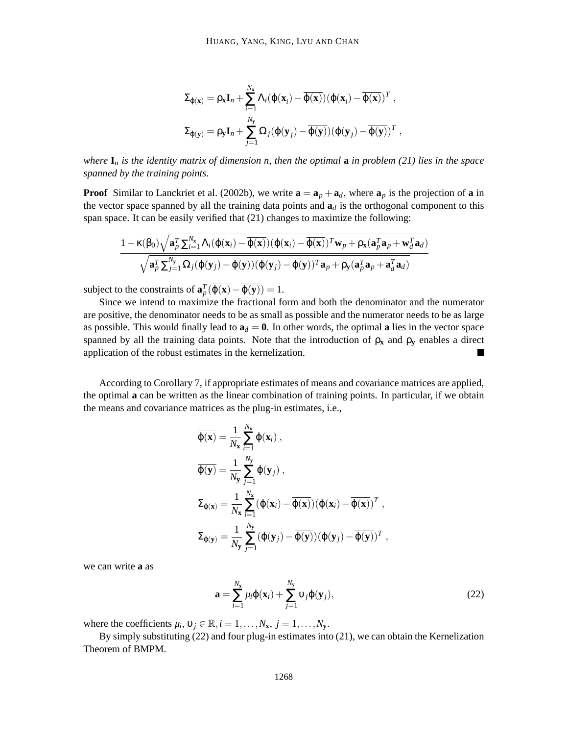$$
\Sigma_{\varphi(\mathbf{x})} = \rho_{\mathbf{x}}\mathbf{I}_n + \sum_{i=1}^{N_{\mathbf{x}}} \Lambda_i(\varphi(\mathbf{x}_i) - \overline{\varphi(\mathbf{x})})(\varphi(\mathbf{x}_i) - \overline{\varphi(\mathbf{x})})^T ,
$$

$$
\Sigma_{\varphi(\mathbf{y})} = \rho_{\mathbf{y}}\mathbf{I}_n + \sum_{j=1}^{N_{\mathbf{y}}} \Omega_j(\varphi(\mathbf{y}_j) - \overline{\varphi(\mathbf{y})})(\varphi(\mathbf{y}_j) - \overline{\varphi(\mathbf{y})})^T ,
$$

*where $\mathbf{I}_n$ is the identity matrix of dimension n, then the optimal* $\mathbf{a}$ *in problem (21) lies in the space spanned by the training points.*

**Proof** Similar to Lanckriet et al. (2002b), we write $\mathbf{a} = \mathbf{a}_p + \mathbf{a}_d$, where $\mathbf{a}_p$ is the projection of $\mathbf{a}$ in the vector space spanned by all the training data points and $\mathbf{a}_d$ is the orthogonal component to this span space. It can be easily verified that (21) changes to maximize the following:

$$
\frac{1 - \kappa(\beta_0)\sqrt{\mathbf{a}_p^T \sum_{i=1}^{N_{\mathbf{x}}} \Lambda_i(\varphi(\mathbf{x}_i) - \overline{\varphi(\mathbf{x})})(\varphi(\mathbf{x}_i) - \overline{\varphi(\mathbf{x})})^T \mathbf{w}_p + \rho_{\mathbf{x}}(\mathbf{a}_p^T\mathbf{a}_p + \mathbf{w}_d^T\mathbf{a}_d)}}{\sqrt{\mathbf{a}_p^T \sum_{j=1}^{N_{\mathbf{y}}} \Omega_j(\varphi(\mathbf{y}_j) - \overline{\varphi(\mathbf{y})})(\varphi(\mathbf{y}_j) - \overline{\varphi(\mathbf{y})})^T \mathbf{a}_p + \rho_{\mathbf{y}}(\mathbf{a}_p^T\mathbf{a}_p + \mathbf{a}_d^T\mathbf{a}_d)}}
$$

subject to the constraints of $\mathbf{a}_p^T(\overline{\varphi(\mathbf{x})} - \overline{\varphi(\mathbf{y})}) = 1$.

Since we intend to maximize the fractional form and both the denominator and the numerator are positive, the denominator needs to be as small as possible and the numerator needs to be as large as possible. This would finally lead to $\mathbf{a}_d = \mathbf{0}$. In other words, the optimal $\mathbf{a}$ lies in the vector space spanned by all the training data points. Note that the introduction of $\rho_{\mathbf{x}}$ and $\rho_{\mathbf{y}}$ enables a direct application of the robust estimates in the kernelization. ■

According to Corollary 7, if appropriate estimates of means and covariance matrices are applied, the optimal $\mathbf{a}$ can be written as the linear combination of training points. In particular, if we obtain the means and covariance matrices as the plug-in estimates, i.e.,

$$
\overline{\varphi(\mathbf{x})} = \frac{1}{N_{\mathbf{x}}}\sum_{i=1}^{N_{\mathbf{x}}} \varphi(\mathbf{x}_i) ,
$$

$$
\overline{\varphi(\mathbf{y})} = \frac{1}{N_{\mathbf{y}}}\sum_{j=1}^{N_{\mathbf{y}}} \varphi(\mathbf{y}_j) ,
$$

$$
\Sigma_{\varphi(\mathbf{x})} = \frac{1}{N_{\mathbf{x}}}\sum_{i=1}^{N_{\mathbf{x}}} (\varphi(\mathbf{x}_i) - \overline{\varphi(\mathbf{x})})(\varphi(\mathbf{x}_i) - \overline{\varphi(\mathbf{x})})^T ,
$$

$$
\Sigma_{\varphi(\mathbf{y})} = \frac{1}{N_{\mathbf{y}}}\sum_{j=1}^{N_{\mathbf{y}}} (\varphi(\mathbf{y}_j) - \overline{\varphi(\mathbf{y})})(\varphi(\mathbf{y}_j) - \overline{\varphi(\mathbf{y})})^T ,
$$

we can write $\mathbf{a}$ as

$$
\mathbf{a} = \sum_{i=1}^{N_{\mathbf{x}}} \mu_i \varphi(\mathbf{x}_i) + \sum_{j=1}^{N_{\mathbf{y}}} \upsilon_j \varphi(\mathbf{y}_j), \tag{22}
$$

where the coefficients $\mu_i, \upsilon_j \in \mathbb{R}, i = 1, \ldots, N_{\mathbf{x}},\ j = 1, \ldots, N_{\mathbf{y}}$.

By simply substituting (22) and four plug-in estimates into (21), we can obtain the Kernelization Theorem of BMPM.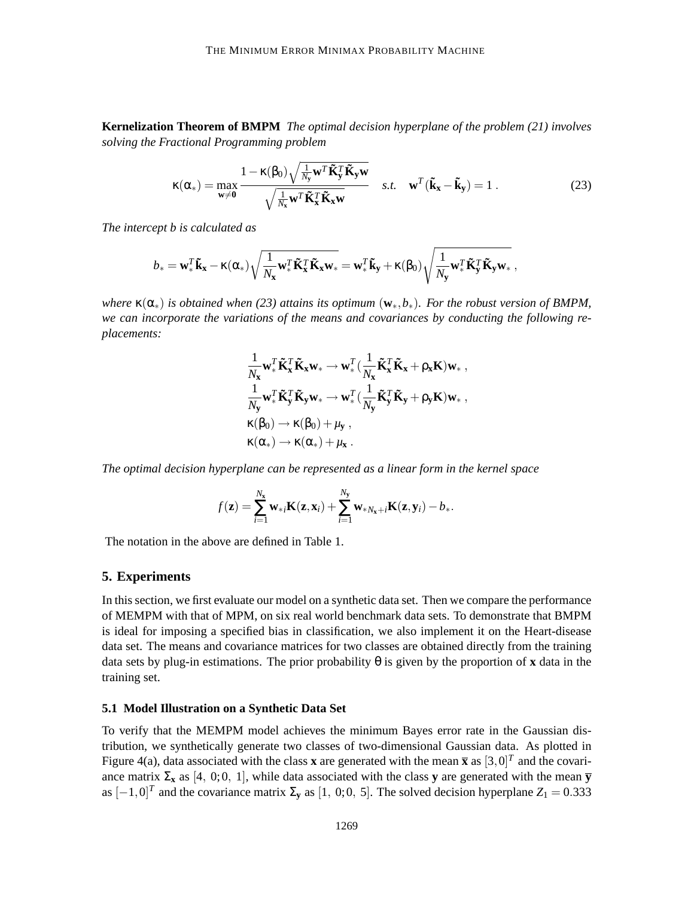**Kernelization Theorem of BMPM** *The optimal decision hyperplane of the problem (21) involves solving the Fractional Programming problem*

$$\kappa(\alpha_*) = \max_{\mathbf{w}\neq\mathbf{0}} \frac{1-\kappa(\beta_0)\sqrt{\frac{1}{N_\mathbf{y}}\mathbf{w}^T\tilde{\mathbf{K}}_\mathbf{y}^T\tilde{\mathbf{K}}_\mathbf{y}\mathbf{w}}}{\sqrt{\frac{1}{N_\mathbf{x}}\mathbf{w}^T\tilde{\mathbf{K}}_\mathbf{x}^T\tilde{\mathbf{K}}_\mathbf{x}\mathbf{w}}} \quad s.t. \quad \mathbf{w}^T(\tilde{\mathbf{k}}_\mathbf{x}-\tilde{\mathbf{k}}_\mathbf{y}) = 1\,. \tag{23}$$

*The intercept b is calculated as*

$$b_* = \mathbf{w}_*^T\tilde{\mathbf{k}}_\mathbf{x} - \kappa(\alpha_*)\sqrt{\frac{1}{N_\mathbf{x}}\mathbf{w}_*^T\tilde{\mathbf{K}}_\mathbf{x}^T\tilde{\mathbf{K}}_\mathbf{x}\mathbf{w}_*} = \mathbf{w}_*^T\tilde{\mathbf{k}}_\mathbf{y} + \kappa(\beta_0)\sqrt{\frac{1}{N_\mathbf{y}}\mathbf{w}_*^T\tilde{\mathbf{K}}_\mathbf{y}^T\tilde{\mathbf{K}}_\mathbf{y}\mathbf{w}_*}\,,$$

*where $\kappa(\alpha_*)$ is obtained when (23) attains its optimum $(\mathbf{w}_*, b_*)$. For the robust version of BMPM, we can incorporate the variations of the means and covariances by conducting the following replacements:*

$$\frac{1}{N_\mathbf{x}}\mathbf{w}_*^T\tilde{\mathbf{K}}_\mathbf{x}^T\tilde{\mathbf{K}}_\mathbf{x}\mathbf{w}_* \rightarrow \mathbf{w}_*^T(\frac{1}{N_\mathbf{x}}\tilde{\mathbf{K}}_\mathbf{x}^T\tilde{\mathbf{K}}_\mathbf{x} + \rho_\mathbf{x}\mathbf{K})\mathbf{w}_*\,,$$
$$\frac{1}{N_\mathbf{y}}\mathbf{w}_*^T\tilde{\mathbf{K}}_\mathbf{y}^T\tilde{\mathbf{K}}_\mathbf{y}\mathbf{w}_* \rightarrow \mathbf{w}_*^T(\frac{1}{N_\mathbf{y}}\tilde{\mathbf{K}}_\mathbf{y}^T\tilde{\mathbf{K}}_\mathbf{y} + \rho_\mathbf{y}\mathbf{K})\mathbf{w}_*\,,$$
$$\kappa(\beta_0) \rightarrow \kappa(\beta_0) + \mu_\mathbf{y}\,,$$
$$\kappa(\alpha_*) \rightarrow \kappa(\alpha_*) + \mu_\mathbf{x}\,.$$

*The optimal decision hyperplane can be represented as a linear form in the kernel space*

$$f(\mathbf{z}) = \sum_{i=1}^{N_\mathbf{x}} \mathbf{w}_{*i}\mathbf{K}(\mathbf{z},\mathbf{x}_i) + \sum_{i=1}^{N_\mathbf{y}} \mathbf{w}_{*N_\mathbf{x}+i}\mathbf{K}(\mathbf{z},\mathbf{y}_i) - b_*.$$

The notation in the above are defined in Table 1.

## 5. Experiments

In this section, we first evaluate our model on a synthetic data set. Then we compare the performance of MEMPM with that of MPM, on six real world benchmark data sets. To demonstrate that BMPM is ideal for imposing a specified bias in classification, we also implement it on the Heart-disease data set. The means and covariance matrices for two classes are obtained directly from the training data sets by plug-in estimations. The prior probability $\theta$ is given by the proportion of **x** data in the training set.

### 5.1 Model Illustration on a Synthetic Data Set

To verify that the MEMPM model achieves the minimum Bayes error rate in the Gaussian distribution, we synthetically generate two classes of two-dimensional Gaussian data. As plotted in Figure 4(a), data associated with the class **x** are generated with the mean $\bar{\mathbf{x}}$ as $[3,0]^T$ and the covariance matrix $\Sigma_\mathbf{x}$ as $[4,\ 0;0,\ 1]$, while data associated with the class **y** are generated with the mean $\bar{\mathbf{y}}$ as $[-1,0]^T$ and the covariance matrix $\Sigma_\mathbf{y}$ as $[1,\ 0;0,\ 5]$. The solved decision hyperplane $Z_1 = 0.333$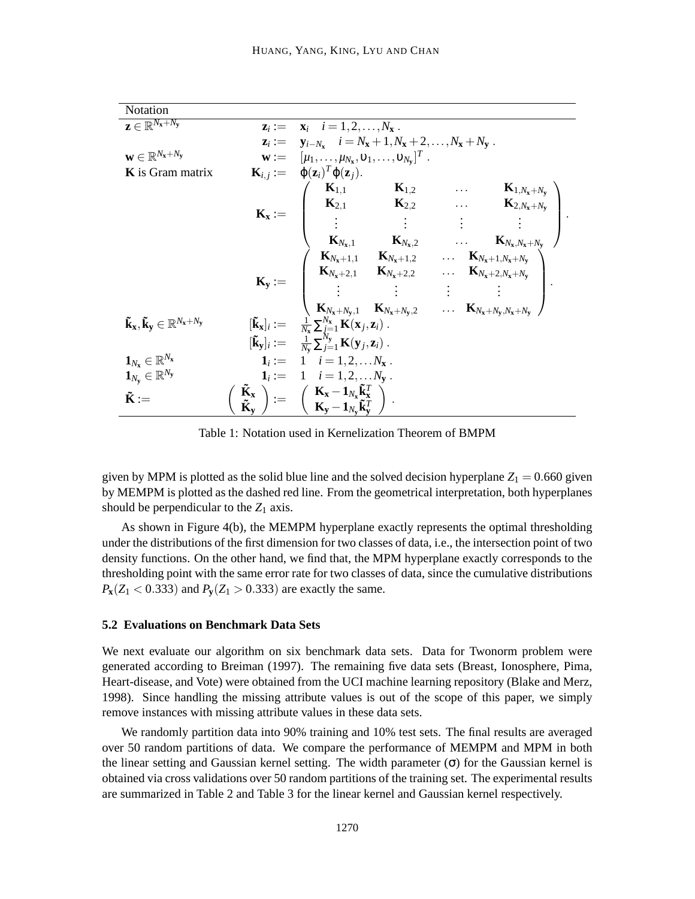| Notation | | |
|---|---|---|
| $\mathbf{z} \in \mathbb{R}^{N_\mathbf{x}+N_\mathbf{y}}$ | $\mathbf{z}_i :=$ | $\mathbf{x}_i \quad i = 1, 2, \ldots, N_\mathbf{x}$ . |
| | $\mathbf{z}_i :=$ | $\mathbf{y}_{i-N_\mathbf{x}} \quad i = N_\mathbf{x}+1, N_\mathbf{x}+2, \ldots, N_\mathbf{x}+N_\mathbf{y}$ . |
| $\mathbf{w} \in \mathbb{R}^{N_\mathbf{x}+N_\mathbf{y}}$ | $\mathbf{w} :=$ | $[\mu_1, \ldots, \mu_{N_\mathbf{x}}, \upsilon_1, \ldots, \upsilon_{N_\mathbf{y}}]^T$ . |
| $\mathbf{K}$ is Gram matrix | $\mathbf{K}_{i,j} :=$ | $\varphi(\mathbf{z}_i)^T \varphi(\mathbf{z}_j)$. |
| | $\mathbf{K}_\mathbf{x} :=$ | $\begin{pmatrix} \mathbf{K}_{1,1} & \mathbf{K}_{1,2} & \ldots & \mathbf{K}_{1,N_\mathbf{x}+N_\mathbf{y}} \\ \mathbf{K}_{2,1} & \mathbf{K}_{2,2} & \ldots & \mathbf{K}_{2,N_\mathbf{x}+N_\mathbf{y}} \\ \vdots & \vdots & \vdots & \vdots \\ \mathbf{K}_{N_\mathbf{x},1} & \mathbf{K}_{N_\mathbf{x},2} & \ldots & \mathbf{K}_{N_\mathbf{x},N_\mathbf{x}+N_\mathbf{y}} \end{pmatrix}$ . |
| | $\mathbf{K}_\mathbf{y} :=$ | $\begin{pmatrix} \mathbf{K}_{N_\mathbf{x}+1,1} & \mathbf{K}_{N_\mathbf{x}+1,2} & \ldots & \mathbf{K}_{N_\mathbf{x}+1,N_\mathbf{x}+N_\mathbf{y}} \\ \mathbf{K}_{N_\mathbf{x}+2,1} & \mathbf{K}_{N_\mathbf{x}+2,2} & \ldots & \mathbf{K}_{N_\mathbf{x}+2,N_\mathbf{x}+N_\mathbf{y}} \\ \vdots & \vdots & \vdots & \vdots \\ \mathbf{K}_{N_\mathbf{x}+N_\mathbf{y},1} & \mathbf{K}_{N_\mathbf{x}+N_\mathbf{y},2} & \ldots & \mathbf{K}_{N_\mathbf{x}+N_\mathbf{y},N_\mathbf{x}+N_\mathbf{y}} \end{pmatrix}$ . |
| $\tilde{\mathbf{k}}_\mathbf{x}, \tilde{\mathbf{k}}_\mathbf{y} \in \mathbb{R}^{N_\mathbf{x}+N_\mathbf{y}}$ | $[\tilde{\mathbf{k}}_\mathbf{x}]_i :=$ | $\frac{1}{N_\mathbf{x}} \sum_{j=1}^{N_\mathbf{x}} \mathbf{K}(\mathbf{x}_j, \mathbf{z}_i)$ . |
| | $[\tilde{\mathbf{k}}_\mathbf{y}]_i :=$ | $\frac{1}{N_\mathbf{y}} \sum_{j=1}^{N_\mathbf{y}} \mathbf{K}(\mathbf{y}_j, \mathbf{z}_i)$ . |
| $\mathbf{1}_{N_\mathbf{x}} \in \mathbb{R}^{N_\mathbf{x}}$ | $\mathbf{1}_i :=$ | $1 \quad i = 1, 2, \ldots N_\mathbf{x}$ . |
| $\mathbf{1}_{N_\mathbf{y}} \in \mathbb{R}^{N_\mathbf{y}}$ | $\mathbf{1}_i :=$ | $1 \quad i = 1, 2, \ldots N_\mathbf{y}$ . |
| $\tilde{\mathbf{K}} :=$ | $\begin{pmatrix} \tilde{\mathbf{K}}_\mathbf{x} \\ \tilde{\mathbf{K}}_\mathbf{y} \end{pmatrix} :=$ | $\begin{pmatrix} \mathbf{K}_\mathbf{x} - \mathbf{1}_{N_\mathbf{x}} \tilde{\mathbf{k}}_\mathbf{x}^T \\ \mathbf{K}_\mathbf{y} - \mathbf{1}_{N_\mathbf{y}} \tilde{\mathbf{k}}_\mathbf{y}^T \end{pmatrix}$ . |

Table 1: Notation used in Kernelization Theorem of BMPM

given by MPM is plotted as the solid blue line and the solved decision hyperplane $Z_1 = 0.660$ given by MEMPM is plotted as the dashed red line. From the geometrical interpretation, both hyperplanes should be perpendicular to the $Z_1$ axis.

As shown in Figure 4(b), the MEMPM hyperplane exactly represents the optimal thresholding under the distributions of the first dimension for two classes of data, i.e., the intersection point of two density functions. On the other hand, we find that, the MPM hyperplane exactly corresponds to the thresholding point with the same error rate for two classes of data, since the cumulative distributions $P_\mathbf{x}(Z_1 < 0.333)$ and $P_\mathbf{y}(Z_1 > 0.333)$ are exactly the same.

### 5.2 Evaluations on Benchmark Data Sets

We next evaluate our algorithm on six benchmark data sets. Data for Twonorm problem were generated according to Breiman (1997). The remaining five data sets (Breast, Ionosphere, Pima, Heart-disease, and Vote) were obtained from the UCI machine learning repository (Blake and Merz, 1998). Since handling the missing attribute values is out of the scope of this paper, we simply remove instances with missing attribute values in these data sets.

We randomly partition data into 90% training and 10% test sets. The final results are averaged over 50 random partitions of data. We compare the performance of MEMPM and MPM in both the linear setting and Gaussian kernel setting. The width parameter ($\sigma$) for the Gaussian kernel is obtained via cross validations over 50 random partitions of the training set. The experimental results are summarized in Table 2 and Table 3 for the linear kernel and Gaussian kernel respectively.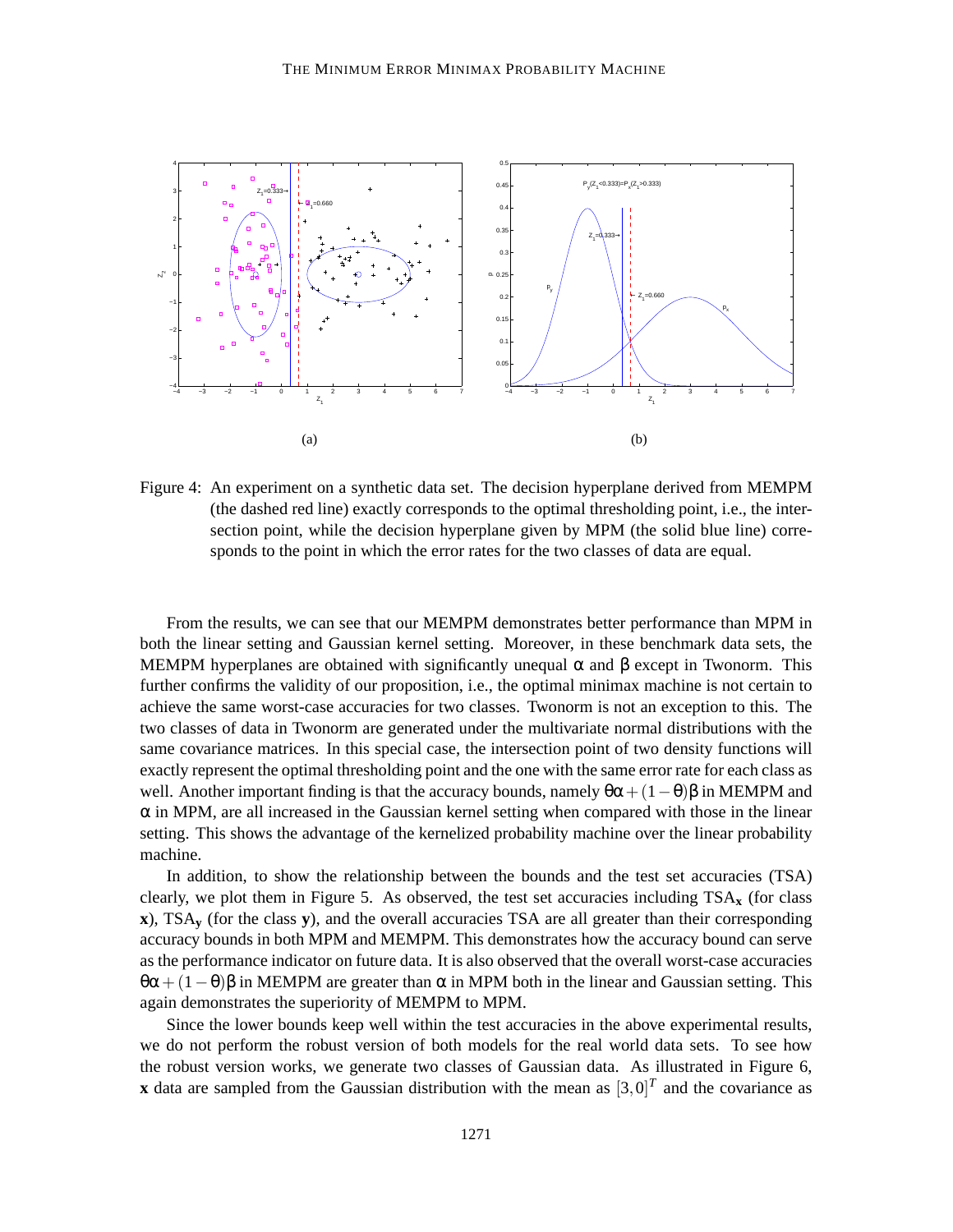(a) (b)

Figure 4: An experiment on a synthetic data set. The decision hyperplane derived from MEMPM (the dashed red line) exactly corresponds to the optimal thresholding point, i.e., the intersection point, while the decision hyperplane given by MPM (the solid blue line) corresponds to the point in which the error rates for the two classes of data are equal.

From the results, we can see that our MEMPM demonstrates better performance than MPM in both the linear setting and Gaussian kernel setting. Moreover, in these benchmark data sets, the MEMPM hyperplanes are obtained with significantly unequal $\alpha$ and $\beta$ except in Twonorm. This further confirms the validity of our proposition, i.e., the optimal minimax machine is not certain to achieve the same worst-case accuracies for two classes. Twonorm is not an exception to this. The two classes of data in Twonorm are generated under the multivariate normal distributions with the same covariance matrices. In this special case, the intersection point of two density functions will exactly represent the optimal thresholding point and the one with the same error rate for each class as well. Another important finding is that the accuracy bounds, namely $\theta\alpha + (1-\theta)\beta$ in MEMPM and $\alpha$ in MPM, are all increased in the Gaussian kernel setting when compared with those in the linear setting. This shows the advantage of the kernelized probability machine over the linear probability machine.

In addition, to show the relationship between the bounds and the test set accuracies (TSA) clearly, we plot them in Figure 5. As observed, the test set accuracies including $\text{TSA}_{\mathbf{x}}$ (for class $\mathbf{x}$), $\text{TSA}_{\mathbf{y}}$ (for the class $\mathbf{y}$), and the overall accuracies TSA are all greater than their corresponding accuracy bounds in both MPM and MEMPM. This demonstrates how the accuracy bound can serve as the performance indicator on future data. It is also observed that the overall worst-case accuracies $\theta\alpha + (1-\theta)\beta$ in MEMPM are greater than $\alpha$ in MPM both in the linear and Gaussian setting. This again demonstrates the superiority of MEMPM to MPM.

Since the lower bounds keep well within the test accuracies in the above experimental results, we do not perform the robust version of both models for the real world data sets. To see how the robust version works, we generate two classes of Gaussian data. As illustrated in Figure 6, $\mathbf{x}$ data are sampled from the Gaussian distribution with the mean as $[3,0]^T$ and the covariance as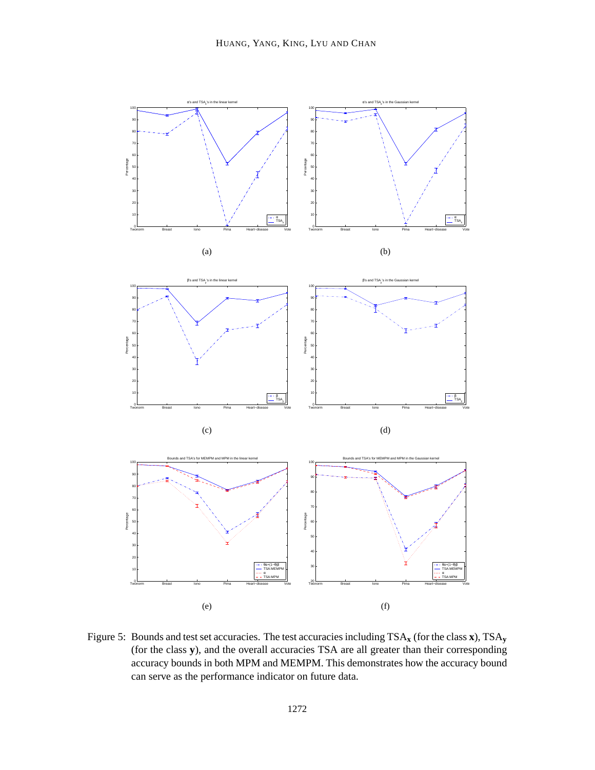Figure 5: Bounds and test set accuracies. The test accuracies including $\text{TSA}_\mathbf{x}$ (for the class $\mathbf{x}$), $\text{TSA}_\mathbf{y}$ (for the class $\mathbf{y}$), and the overall accuracies TSA are all greater than their corresponding accuracy bounds in both MPM and MEMPM. This demonstrates how the accuracy bound can serve as the performance indicator on future data.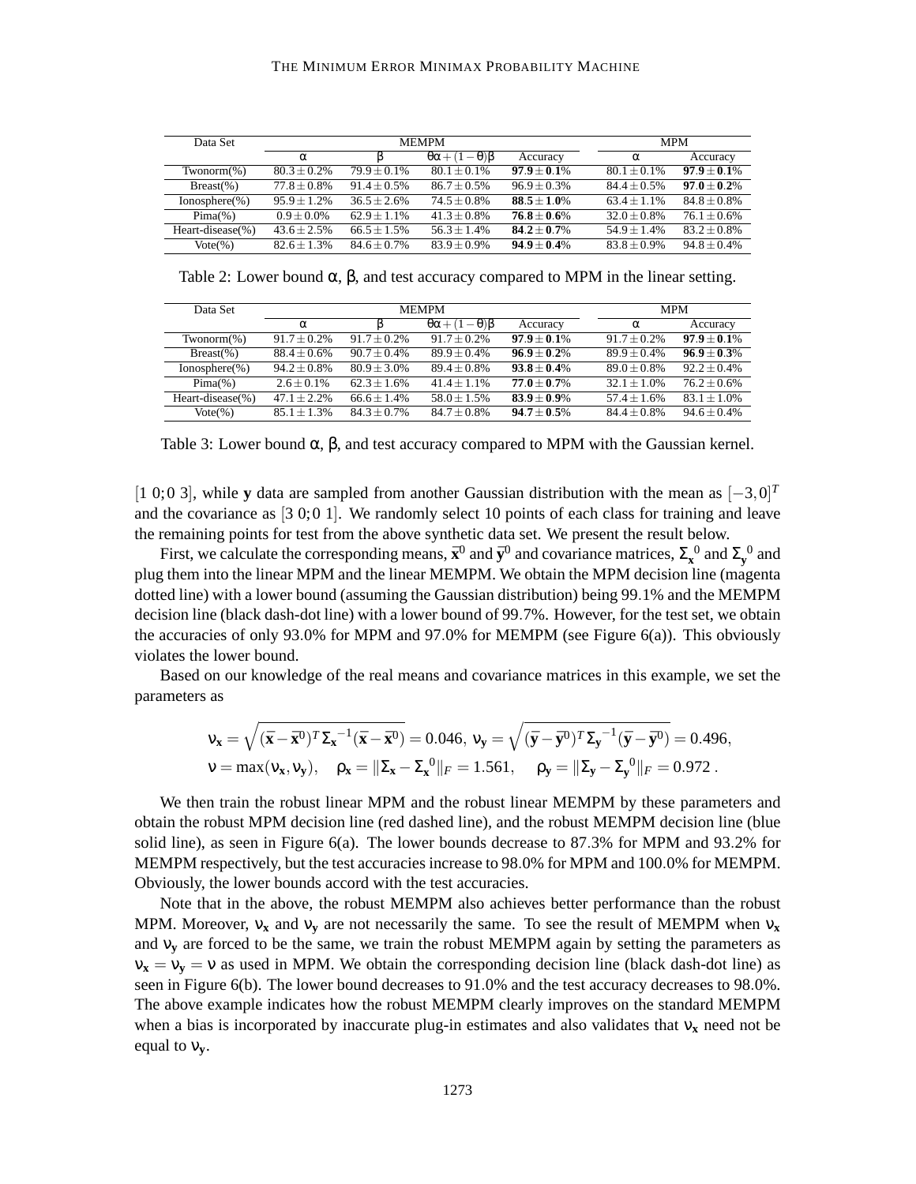| Data Set | MEMPM | | | | MPM | |
|---|---|---|---|---|---|---|
| | $\alpha$ | $\beta$ | $\theta\alpha+(1-\theta)\beta$ | Accuracy | $\alpha$ | Accuracy |
| Twonorm(%) | $80.3\pm0.2\%$ | $79.9\pm0.1\%$ | $80.1\pm0.1\%$ | $\mathbf{97.9\pm0.1\%}$ | $80.1\pm0.1\%$ | $\mathbf{97.9\pm0.1\%}$ |
| Breast(%) | $77.8\pm0.8\%$ | $91.4\pm0.5\%$ | $86.7\pm0.5\%$ | $96.9\pm0.3\%$ | $84.4\pm0.5\%$ | $\mathbf{97.0\pm0.2\%}$ |
| Ionosphere(%) | $95.9\pm1.2\%$ | $36.5\pm2.6\%$ | $74.5\pm0.8\%$ | $\mathbf{88.5\pm1.0\%}$ | $63.4\pm1.1\%$ | $84.8\pm0.8\%$ |
| Pima(%) | $0.9\pm0.0\%$ | $62.9\pm1.1\%$ | $41.3\pm0.8\%$ | $\mathbf{76.8\pm0.6\%}$ | $32.0\pm0.8\%$ | $76.1\pm0.6\%$ |
| Heart-disease(%) | $43.6\pm2.5\%$ | $66.5\pm1.5\%$ | $56.3\pm1.4\%$ | $\mathbf{84.2\pm0.7\%}$ | $54.9\pm1.4\%$ | $83.2\pm0.8\%$ |
| Vote(%) | $82.6\pm1.3\%$ | $84.6\pm0.7\%$ | $83.9\pm0.9\%$ | $\mathbf{94.9\pm0.4\%}$ | $83.8\pm0.9\%$ | $94.8\pm0.4\%$ |

Table 2: Lower bound $\alpha$, $\beta$, and test accuracy compared to MPM in the linear setting.

| Data Set | MEMPM | | | | MPM | |
|---|---|---|---|---|---|---|
| | $\alpha$ | $\beta$ | $\theta\alpha+(1-\theta)\beta$ | Accuracy | $\alpha$ | Accuracy |
| Twonorm(%) | $91.7\pm0.2\%$ | $91.7\pm0.2\%$ | $91.7\pm0.2\%$ | $\mathbf{97.9\pm0.1\%}$ | $91.7\pm0.2\%$ | $\mathbf{97.9\pm0.1\%}$ |
| Breast(%) | $88.4\pm0.6\%$ | $90.7\pm0.4\%$ | $89.9\pm0.4\%$ | $\mathbf{96.9\pm0.2\%}$ | $89.9\pm0.4\%$ | $\mathbf{96.9\pm0.3\%}$ |
| Ionosphere(%) | $94.2\pm0.8\%$ | $80.9\pm3.0\%$ | $89.4\pm0.8\%$ | $\mathbf{93.8\pm0.4\%}$ | $89.0\pm0.8\%$ | $92.2\pm0.4\%$ |
| Pima(%) | $2.6\pm0.1\%$ | $62.3\pm1.6\%$ | $41.4\pm1.1\%$ | $\mathbf{77.0\pm0.7\%}$ | $32.1\pm1.0\%$ | $76.2\pm0.6\%$ |
| Heart-disease(%) | $47.1\pm2.2\%$ | $66.6\pm1.4\%$ | $58.0\pm1.5\%$ | $\mathbf{83.9\pm0.9\%}$ | $57.4\pm1.6\%$ | $83.1\pm1.0\%$ |
| Vote(%) | $85.1\pm1.3\%$ | $84.3\pm0.7\%$ | $84.7\pm0.8\%$ | $\mathbf{94.7\pm0.5\%}$ | $84.4\pm0.8\%$ | $94.6\pm0.4\%$ |

Table 3: Lower bound $\alpha$, $\beta$, and test accuracy compared to MPM with the Gaussian kernel.

$[1\ 0; 0\ 3]$, while $\mathbf{y}$ data are sampled from another Gaussian distribution with the mean as $[-3,0]^T$ and the covariance as $[3\ 0; 0\ 1]$. We randomly select 10 points of each class for training and leave the remaining points for test from the above synthetic data set. We present the result below.

First, we calculate the corresponding means, $\bar{\mathbf{x}}^0$ and $\bar{\mathbf{y}}^0$ and covariance matrices, ${\Sigma_{\mathbf{x}}}^0$ and ${\Sigma_{\mathbf{y}}}^0$ and plug them into the linear MPM and the linear MEMPM. We obtain the MPM decision line (magenta dotted line) with a lower bound (assuming the Gaussian distribution) being 99.1% and the MEMPM decision line (black dash-dot line) with a lower bound of 99.7%. However, for the test set, we obtain the accuracies of only 93.0% for MPM and 97.0% for MEMPM (see Figure 6(a)). This obviously violates the lower bound.

Based on our knowledge of the real means and covariance matrices in this example, we set the parameters as

$$
\begin{aligned}
\nu_{\mathbf{x}} &= \sqrt{(\bar{\mathbf{x}}-\bar{\mathbf{x}}^0)^T{\Sigma_{\mathbf{x}}}^{-1}(\bar{\mathbf{x}}-\bar{\mathbf{x}}^0)} = 0.046,\ \nu_{\mathbf{y}} = \sqrt{(\bar{\mathbf{y}}-\bar{\mathbf{y}}^0)^T{\Sigma_{\mathbf{y}}}^{-1}(\bar{\mathbf{y}}-\bar{\mathbf{y}}^0)} = 0.496, \\
\nu &= \max(\nu_{\mathbf{x}},\nu_{\mathbf{y}}), \quad \rho_{\mathbf{x}} = \|\Sigma_{\mathbf{x}} - {\Sigma_{\mathbf{x}}}^0\|_F = 1.561, \quad \rho_{\mathbf{y}} = \|\Sigma_{\mathbf{y}} - {\Sigma_{\mathbf{y}}}^0\|_F = 0.972\,.
\end{aligned}
$$

We then train the robust linear MPM and the robust linear MEMPM by these parameters and obtain the robust MPM decision line (red dashed line), and the robust MEMPM decision line (blue solid line), as seen in Figure 6(a). The lower bounds decrease to 87.3% for MPM and 93.2% for MEMPM respectively, but the test accuracies increase to 98.0% for MPM and 100.0% for MEMPM. Obviously, the lower bounds accord with the test accuracies.

Note that in the above, the robust MEMPM also achieves better performance than the robust MPM. Moreover, $\nu_{\mathbf{x}}$ and $\nu_{\mathbf{y}}$ are not necessarily the same. To see the result of MEMPM when $\nu_{\mathbf{x}}$ and $\nu_{\mathbf{y}}$ are forced to be the same, we train the robust MEMPM again by setting the parameters as $\nu_{\mathbf{x}} = \nu_{\mathbf{y}} = \nu$ as used in MPM. We obtain the corresponding decision line (black dash-dot line) as seen in Figure 6(b). The lower bound decreases to 91.0% and the test accuracy decreases to 98.0%. The above example indicates how the robust MEMPM clearly improves on the standard MEMPM when a bias is incorporated by inaccurate plug-in estimates and also validates that $\nu_{\mathbf{x}}$ need not be equal to $\nu_{\mathbf{y}}$.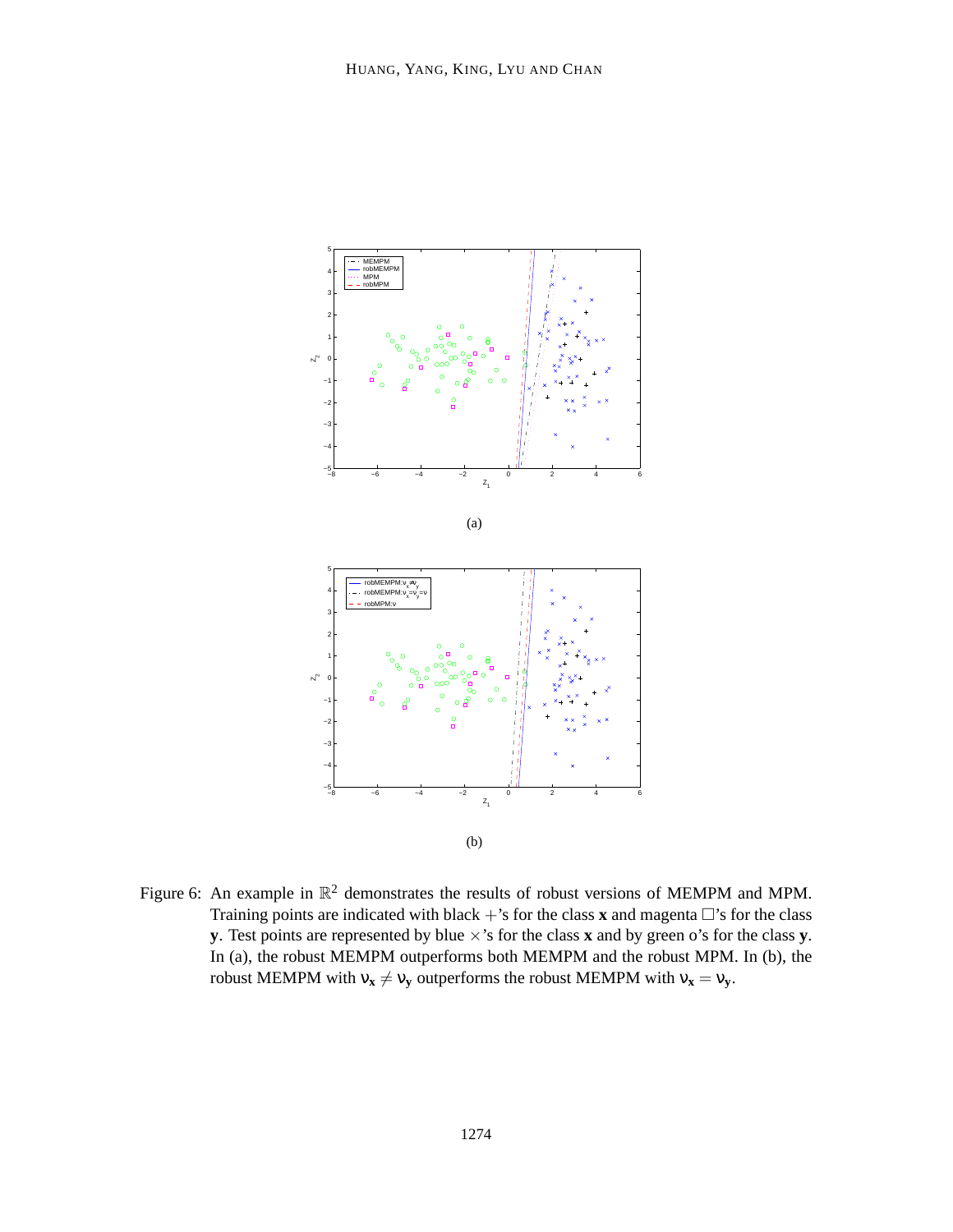(a)

(b)

Figure 6: An example in $\mathbb{R}^2$ demonstrates the results of robust versions of MEMPM and MPM. Training points are indicated with black $+$'s for the class $\mathbf{x}$ and magenta $\Box$'s for the class $\mathbf{y}$. Test points are represented by blue $\times$'s for the class $\mathbf{x}$ and by green o's for the class $\mathbf{y}$. In (a), the robust MEMPM outperforms both MEMPM and the robust MPM. In (b), the robust MEMPM with $\nu_{\mathbf{x}} \neq \nu_{\mathbf{y}}$ outperforms the robust MEMPM with $\nu_{\mathbf{x}} = \nu_{\mathbf{y}}$.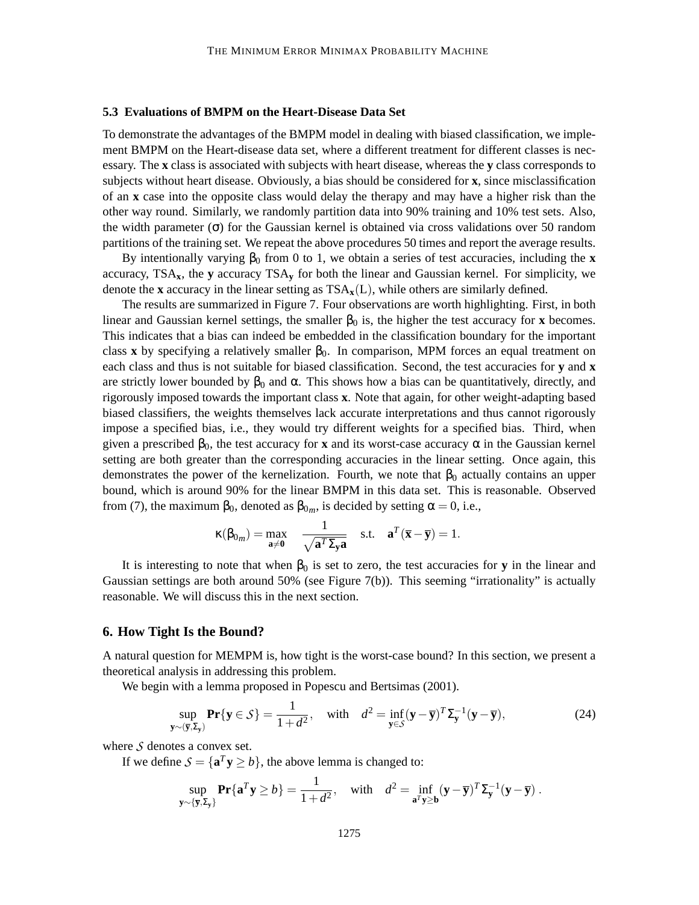### 5.3 Evaluations of BMPM on the Heart-Disease Data Set

To demonstrate the advantages of the BMPM model in dealing with biased classification, we implement BMPM on the Heart-disease data set, where a different treatment for different classes is necessary. The **x** class is associated with subjects with heart disease, whereas the **y** class corresponds to subjects without heart disease. Obviously, a bias should be considered for **x**, since misclassification of an **x** case into the opposite class would delay the therapy and may have a higher risk than the other way round. Similarly, we randomly partition data into 90% training and 10% test sets. Also, the width parameter ($\sigma$) for the Gaussian kernel is obtained via cross validations over 50 random partitions of the training set. We repeat the above procedures 50 times and report the average results.

By intentionally varying $\beta_0$ from 0 to 1, we obtain a series of test accuracies, including the **x** accuracy, $\text{TSA}_{\mathbf{x}}$, the **y** accuracy $\text{TSA}_{\mathbf{y}}$ for both the linear and Gaussian kernel. For simplicity, we denote the **x** accuracy in the linear setting as $\text{TSA}_{\mathbf{x}}(\text{L})$, while others are similarly defined.

The results are summarized in Figure 7. Four observations are worth highlighting. First, in both linear and Gaussian kernel settings, the smaller $\beta_0$ is, the higher the test accuracy for **x** becomes. This indicates that a bias can indeed be embedded in the classification boundary for the important class **x** by specifying a relatively smaller $\beta_0$. In comparison, MPM forces an equal treatment on each class and thus is not suitable for biased classification. Second, the test accuracies for **y** and **x** are strictly lower bounded by $\beta_0$ and $\alpha$. This shows how a bias can be quantitatively, directly, and rigorously imposed towards the important class **x**. Note that again, for other weight-adapting based biased classifiers, the weights themselves lack accurate interpretations and thus cannot rigorously impose a specified bias, i.e., they would try different weights for a specified bias. Third, when given a prescribed $\beta_0$, the test accuracy for **x** and its worst-case accuracy $\alpha$ in the Gaussian kernel setting are both greater than the corresponding accuracies in the linear setting. Once again, this demonstrates the power of the kernelization. Fourth, we note that $\beta_0$ actually contains an upper bound, which is around 90% for the linear BMPM in this data set. This is reasonable. Observed from (7), the maximum $\beta_0$, denoted as $\beta_{0m}$, is decided by setting $\alpha = 0$, i.e.,

$$\kappa(\beta_{0m}) = \max_{\mathbf{a}\neq\mathbf{0}} \quad \frac{1}{\sqrt{\mathbf{a}^T\Sigma_{\mathbf{y}}\mathbf{a}}} \quad \text{s.t.} \quad \mathbf{a}^T(\overline{\mathbf{x}}-\overline{\mathbf{y}}) = 1.$$

It is interesting to note that when $\beta_0$ is set to zero, the test accuracies for **y** in the linear and Gaussian settings are both around 50% (see Figure 7(b)). This seeming "irrationality" is actually reasonable. We will discuss this in the next section.

## 6. How Tight Is the Bound?

A natural question for MEMPM is, how tight is the worst-case bound? In this section, we present a theoretical analysis in addressing this problem.

We begin with a lemma proposed in Popescu and Bertsimas (2001).

$$\sup_{\mathbf{y}\sim(\overline{\mathbf{y}},\Sigma_{\mathbf{y}})} \mathbf{Pr}\{\mathbf{y}\in\mathcal{S}\} = \frac{1}{1+d^2}, \quad \text{with} \quad d^2 = \inf_{\mathbf{y}\in\mathcal{S}}(\mathbf{y}-\overline{\mathbf{y}})^T\Sigma_{\mathbf{y}}^{-1}(\mathbf{y}-\overline{\mathbf{y}}), \tag{24}$$

where $\mathcal{S}$ denotes a convex set.

If we define $\mathcal{S} = \{\mathbf{a}^T\mathbf{y} \geq b\}$, the above lemma is changed to:

$$\sup_{\mathbf{y}\sim\{\overline{\mathbf{y}},\Sigma_{\mathbf{y}}\}} \mathbf{Pr}\{\mathbf{a}^T\mathbf{y}\geq b\} = \frac{1}{1+d^2}, \quad \text{with} \quad d^2 = \inf_{\mathbf{a}^T\mathbf{y}\geq\mathbf{b}}(\mathbf{y}-\overline{\mathbf{y}})^T\Sigma_{\mathbf{y}}^{-1}(\mathbf{y}-\overline{\mathbf{y}})\,.$$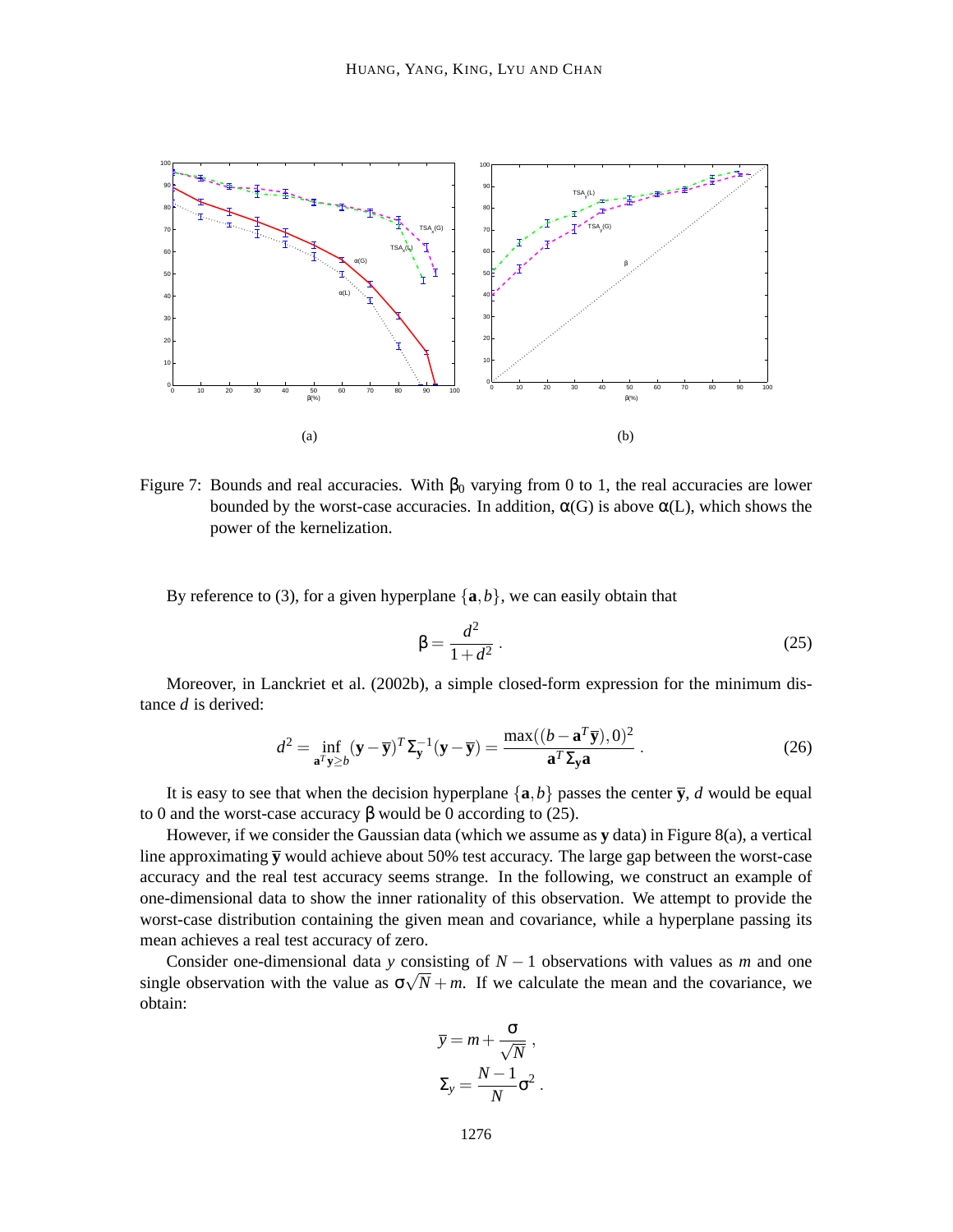(a)

(b)

Figure 7: Bounds and real accuracies. With $\beta_0$ varying from 0 to 1, the real accuracies are lower bounded by the worst-case accuracies. In addition, $\alpha(G)$ is above $\alpha(L)$, which shows the power of the kernelization.

By reference to (3), for a given hyperplane $\{\mathbf{a}, b\}$, we can easily obtain that

$$\beta = \frac{d^2}{1+d^2} \,. \tag{25}$$

Moreover, in Lanckriet et al. (2002b), a simple closed-form expression for the minimum distance $d$ is derived:

$$d^2 = \inf_{\mathbf{a}^T\mathbf{y} \geq b} (\mathbf{y} - \overline{\mathbf{y}})^T \Sigma_{\mathbf{y}}^{-1} (\mathbf{y} - \overline{\mathbf{y}}) = \frac{\max((b - \mathbf{a}^T\overline{\mathbf{y}}), 0)^2}{\mathbf{a}^T \Sigma_{\mathbf{y}} \mathbf{a}} \,. \tag{26}$$

It is easy to see that when the decision hyperplane $\{\mathbf{a}, b\}$ passes the center $\overline{\mathbf{y}}$, $d$ would be equal to 0 and the worst-case accuracy $\beta$ would be 0 according to (25).

However, if we consider the Gaussian data (which we assume as $\mathbf{y}$ data) in Figure 8(a), a vertical line approximating $\overline{\mathbf{y}}$ would achieve about 50% test accuracy. The large gap between the worst-case accuracy and the real test accuracy seems strange. In the following, we construct an example of one-dimensional data to show the inner rationality of this observation. We attempt to provide the worst-case distribution containing the given mean and covariance, while a hyperplane passing its mean achieves a real test accuracy of zero.

Consider one-dimensional data $y$ consisting of $N-1$ observations with values as $m$ and one single observation with the value as $\sigma\sqrt{N} + m$. If we calculate the mean and the covariance, we obtain:

$$\overline{y} = m + \frac{\sigma}{\sqrt{N}} \,,$$

$$\Sigma_y = \frac{N-1}{N}\sigma^2 \,.$$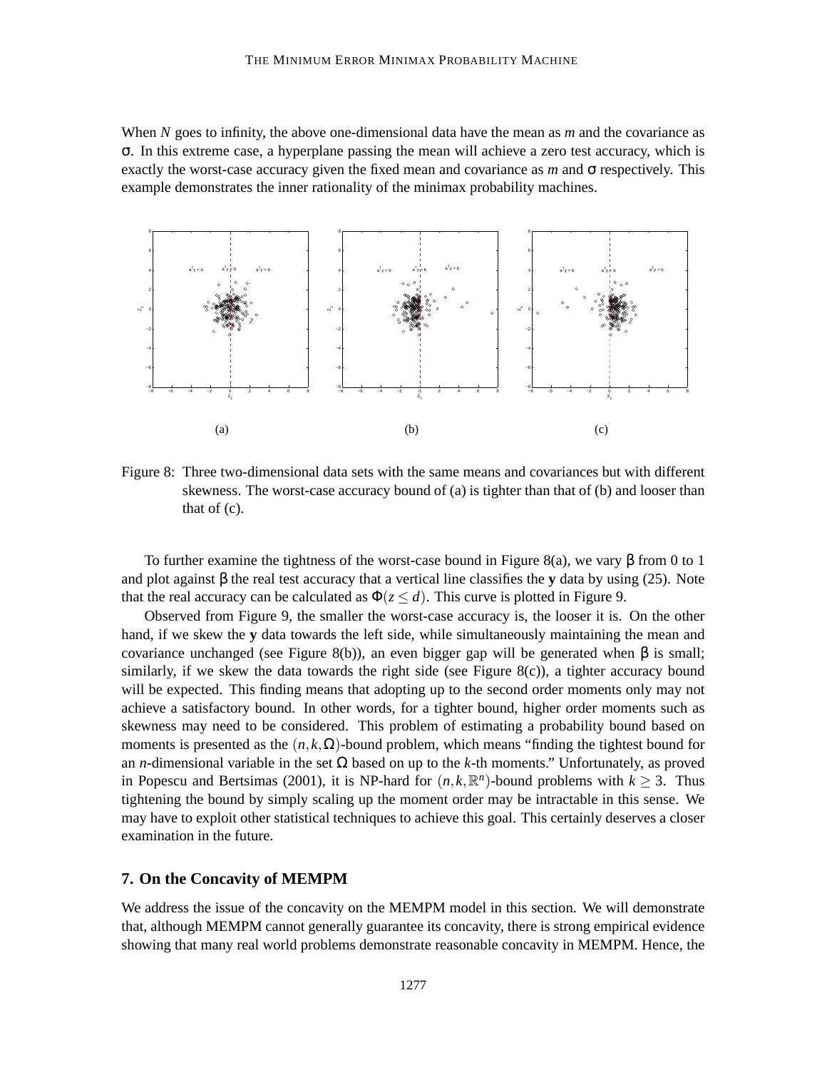When $N$ goes to infinity, the above one-dimensional data have the mean as $m$ and the covariance as $\sigma$. In this extreme case, a hyperplane passing the mean will achieve a zero test accuracy, which is exactly the worst-case accuracy given the fixed mean and covariance as $m$ and $\sigma$ respectively. This example demonstrates the inner rationality of the minimax probability machines.

(a) (b) (c)

Figure 8: Three two-dimensional data sets with the same means and covariances but with different skewness. The worst-case accuracy bound of (a) is tighter than that of (b) and looser than that of (c).

To further examine the tightness of the worst-case bound in Figure 8(a), we vary $\beta$ from 0 to 1 and plot against $\beta$ the real test accuracy that a vertical line classifies the $\mathbf{y}$ data by using (25). Note that the real accuracy can be calculated as $\Phi(z \leq d)$. This curve is plotted in Figure 9.

Observed from Figure 9, the smaller the worst-case accuracy is, the looser it is. On the other hand, if we skew the $\mathbf{y}$ data towards the left side, while simultaneously maintaining the mean and covariance unchanged (see Figure 8(b)), an even bigger gap will be generated when $\beta$ is small; similarly, if we skew the data towards the right side (see Figure 8(c)), a tighter accuracy bound will be expected. This finding means that adopting up to the second order moments only may not achieve a satisfactory bound. In other words, for a tighter bound, higher order moments such as skewness may need to be considered. This problem of estimating a probability bound based on moments is presented as the $(n,k,\Omega)$-bound problem, which means "finding the tightest bound for an $n$-dimensional variable in the set $\Omega$ based on up to the $k$-th moments." Unfortunately, as proved in Popescu and Bertsimas (2001), it is NP-hard for $(n,k,\mathbb{R}^n)$-bound problems with $k \geq 3$. Thus tightening the bound by simply scaling up the moment order may be intractable in this sense. We may have to exploit other statistical techniques to achieve this goal. This certainly deserves a closer examination in the future.

## 7. On the Concavity of MEMPM

We address the issue of the concavity on the MEMPM model in this section. We will demonstrate that, although MEMPM cannot generally guarantee its concavity, there is strong empirical evidence showing that many real world problems demonstrate reasonable concavity in MEMPM. Hence, the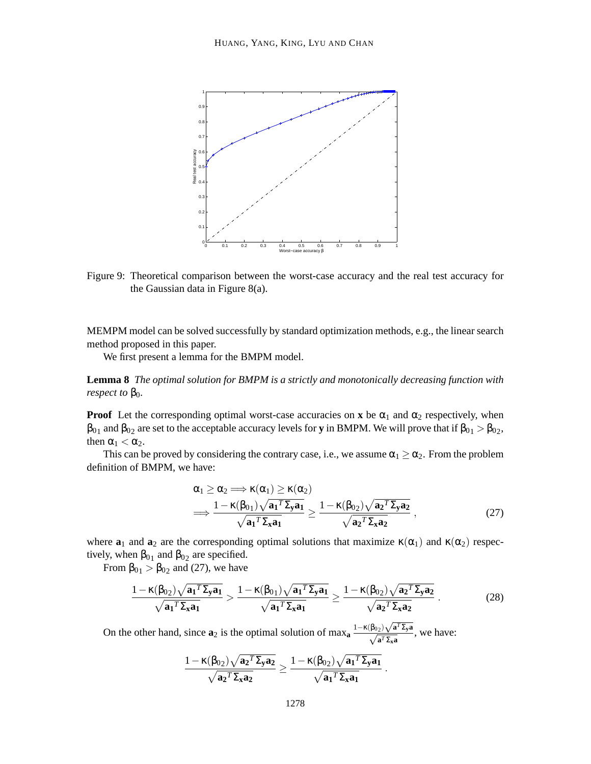Figure 9: Theoretical comparison between the worst-case accuracy and the real test accuracy for the Gaussian data in Figure 8(a).

MEMPM model can be solved successfully by standard optimization methods, e.g., the linear search method proposed in this paper.

We first present a lemma for the BMPM model.

**Lemma 8** *The optimal solution for BMPM is a strictly and monotonically decreasing function with respect to* $\beta_0$.

**Proof** Let the corresponding optimal worst-case accuracies on **x** be $\alpha_1$ and $\alpha_2$ respectively, when $\beta_{01}$ and $\beta_{02}$ are set to the acceptable accuracy levels for **y** in BMPM. We will prove that if $\beta_{01} > \beta_{02}$, then $\alpha_1 < \alpha_2$.

This can be proved by considering the contrary case, i.e., we assume $\alpha_1 \geq \alpha_2$. From the problem definition of BMPM, we have:

$$
\begin{aligned}
&\alpha_1 \geq \alpha_2 \Longrightarrow \kappa(\alpha_1) \geq \kappa(\alpha_2) \\
&\Longrightarrow \frac{1 - \kappa(\beta_{01})\sqrt{\mathbf{a_1}^T \Sigma_{\mathbf{y}} \mathbf{a_1}}}{\sqrt{\mathbf{a_1}^T \Sigma_{\mathbf{x}} \mathbf{a_1}}} \geq \frac{1 - \kappa(\beta_{02})\sqrt{\mathbf{a_2}^T \Sigma_{\mathbf{y}} \mathbf{a_2}}}{\sqrt{\mathbf{a_2}^T \Sigma_{\mathbf{x}} \mathbf{a_2}}} \,,
\end{aligned} \tag{27}
$$

where $\mathbf{a}_1$ and $\mathbf{a}_2$ are the corresponding optimal solutions that maximize $\kappa(\alpha_1)$ and $\kappa(\alpha_2)$ respectively, when $\beta_{01}$ and $\beta_{02}$ are specified.

From $\beta_{01} > \beta_{02}$ and (27), we have

$$
\frac{1 - \kappa(\beta_{02})\sqrt{\mathbf{a_1}^T \Sigma_{\mathbf{y}} \mathbf{a_1}}}{\sqrt{\mathbf{a_1}^T \Sigma_{\mathbf{x}} \mathbf{a_1}}} > \frac{1 - \kappa(\beta_{01})\sqrt{\mathbf{a_1}^T \Sigma_{\mathbf{y}} \mathbf{a_1}}}{\sqrt{\mathbf{a_1}^T \Sigma_{\mathbf{x}} \mathbf{a_1}}} \geq \frac{1 - \kappa(\beta_{02})\sqrt{\mathbf{a_2}^T \Sigma_{\mathbf{y}} \mathbf{a_2}}}{\sqrt{\mathbf{a_2}^T \Sigma_{\mathbf{x}} \mathbf{a_2}}} \,. \tag{28}
$$

On the other hand, since $\mathbf{a}_2$ is the optimal solution of $\max_{\mathbf{a}} \frac{1-\kappa(\beta_{02})\sqrt{\mathbf{a}^T \Sigma_{\mathbf{y}} \mathbf{a}}}{\sqrt{\mathbf{a}^T \Sigma_{\mathbf{x}} \mathbf{a}}}$, we have:

$$
\frac{1 - \kappa(\beta_{02})\sqrt{\mathbf{a_2}^T \Sigma_{\mathbf{y}} \mathbf{a_2}}}{\sqrt{\mathbf{a_2}^T \Sigma_{\mathbf{x}} \mathbf{a_2}}} \geq \frac{1 - \kappa(\beta_{02})\sqrt{\mathbf{a_1}^T \Sigma_{\mathbf{y}} \mathbf{a_1}}}{\sqrt{\mathbf{a_1}^T \Sigma_{\mathbf{x}} \mathbf{a_1}}} \,.
$$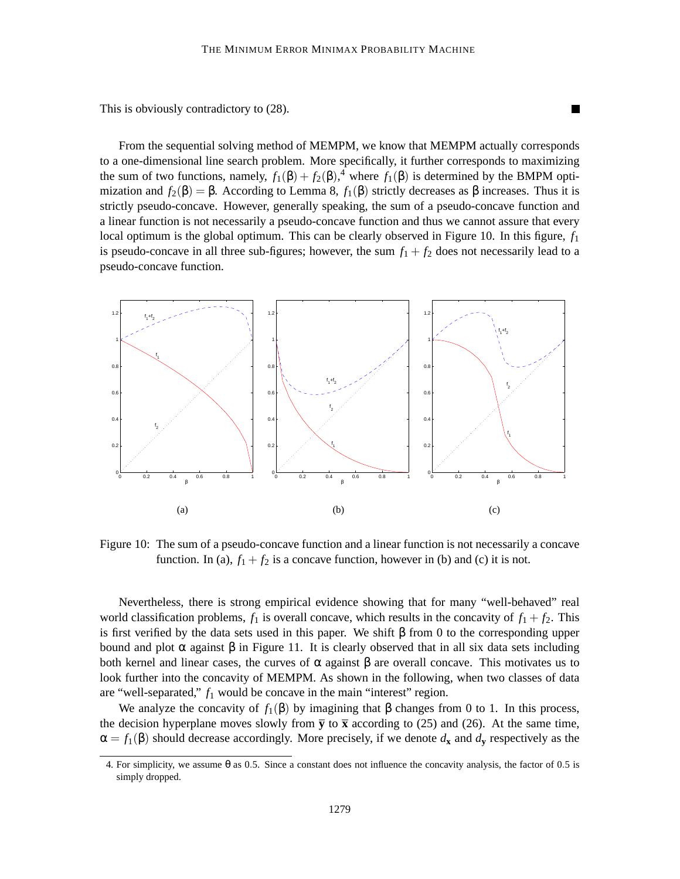This is obviously contradictory to (28). ■

From the sequential solving method of MEMPM, we know that MEMPM actually corresponds to a one-dimensional line search problem. More specifically, it further corresponds to maximizing the sum of two functions, namely, $f_1(\beta) + f_2(\beta)$,[4] where $f_1(\beta)$ is determined by the BMPM optimization and $f_2(\beta) = \beta$. According to Lemma 8, $f_1(\beta)$ strictly decreases as $\beta$ increases. Thus it is strictly pseudo-concave. However, generally speaking, the sum of a pseudo-concave function and a linear function is not necessarily a pseudo-concave function and thus we cannot assure that every local optimum is the global optimum. This can be clearly observed in Figure 10. In this figure, $f_1$ is pseudo-concave in all three sub-figures; however, the sum $f_1 + f_2$ does not necessarily lead to a pseudo-concave function.

(a) (b) (c)

Figure 10: The sum of a pseudo-concave function and a linear function is not necessarily a concave function. In (a), $f_1 + f_2$ is a concave function, however in (b) and (c) it is not.

Nevertheless, there is strong empirical evidence showing that for many "well-behaved" real world classification problems, $f_1$ is overall concave, which results in the concavity of $f_1 + f_2$. This is first verified by the data sets used in this paper. We shift $\beta$ from 0 to the corresponding upper bound and plot $\alpha$ against $\beta$ in Figure 11. It is clearly observed that in all six data sets including both kernel and linear cases, the curves of $\alpha$ against $\beta$ are overall concave. This motivates us to look further into the concavity of MEMPM. As shown in the following, when two classes of data are "well-separated," $f_1$ would be concave in the main "interest" region.

We analyze the concavity of $f_1(\beta)$ by imagining that $\beta$ changes from 0 to 1. In this process, the decision hyperplane moves slowly from $\overline{\mathbf{y}}$ to $\overline{\mathbf{x}}$ according to (25) and (26). At the same time, $\alpha = f_1(\beta)$ should decrease accordingly. More precisely, if we denote $d_{\mathbf{x}}$ and $d_{\mathbf{y}}$ respectively as the

4. For simplicity, we assume $\theta$ as 0.5. Since a constant does not influence the concavity analysis, the factor of 0.5 is simply dropped.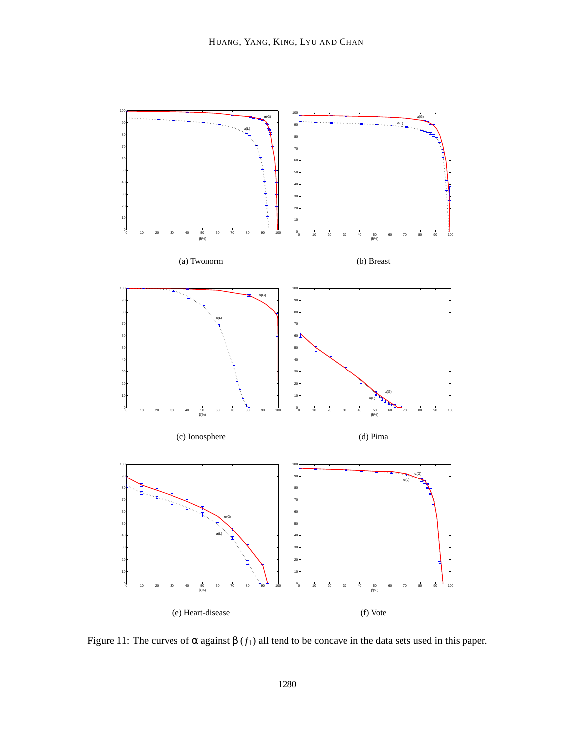(a) Twonorm

(b) Breast

(c) Ionosphere

(d) Pima

(e) Heart-disease

(f) Vote

Figure 11: The curves of $\alpha$ against $\beta$ ($f_1$) all tend to be concave in the data sets used in this paper.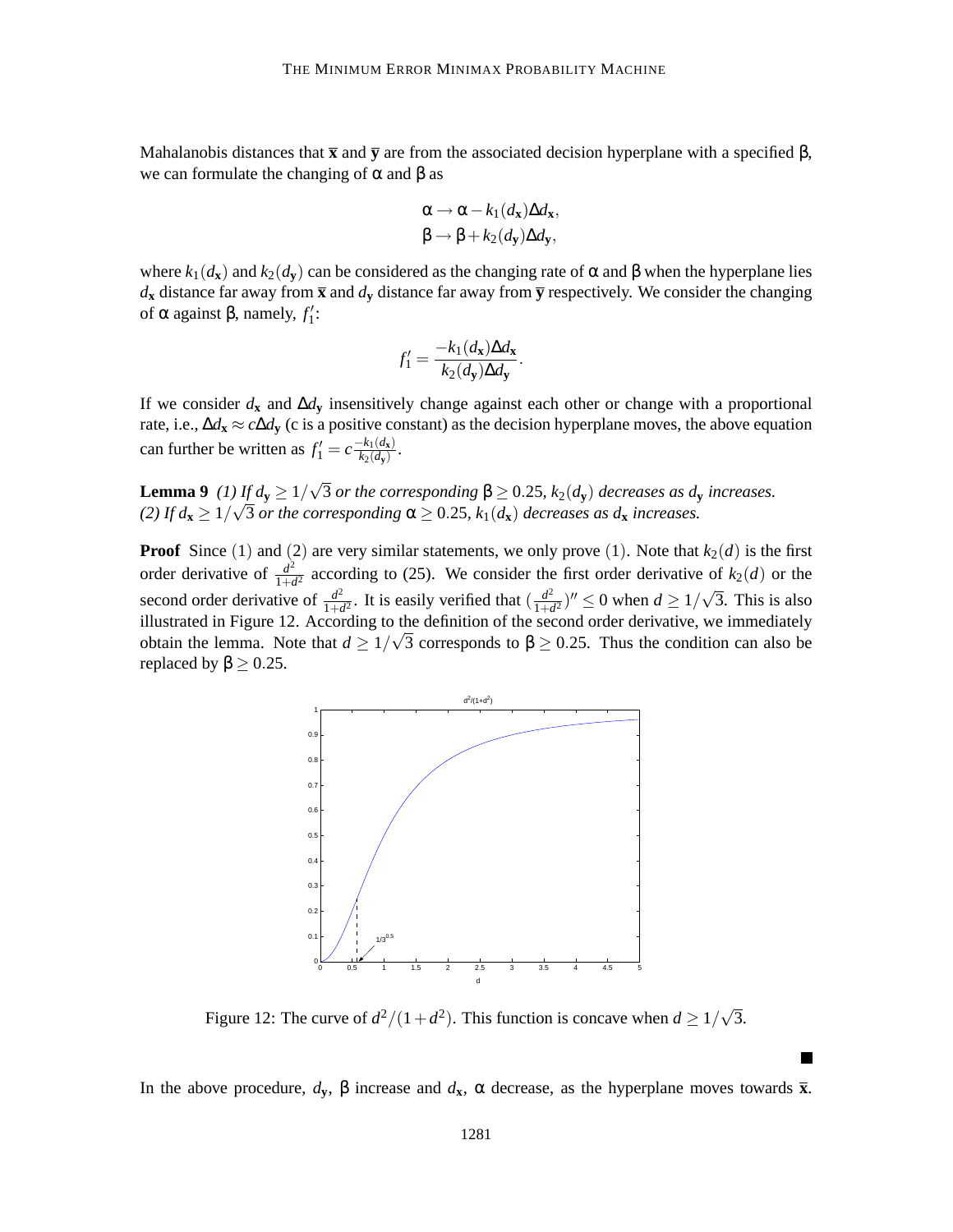Mahalanobis distances that $\overline{\mathbf{x}}$ and $\overline{\mathbf{y}}$ are from the associated decision hyperplane with a specified $\beta$, we can formulate the changing of $\alpha$ and $\beta$ as

$$\alpha \to \alpha - k_1(d_{\mathbf{x}})\Delta d_{\mathbf{x}},$$
$$\beta \to \beta + k_2(d_{\mathbf{y}})\Delta d_{\mathbf{y}},$$

where $k_1(d_{\mathbf{x}})$ and $k_2(d_{\mathbf{y}})$ can be considered as the changing rate of $\alpha$ and $\beta$ when the hyperplane lies $d_{\mathbf{x}}$ distance far away from $\overline{\mathbf{x}}$ and $d_{\mathbf{y}}$ distance far away from $\overline{\mathbf{y}}$ respectively. We consider the changing of $\alpha$ against $\beta$, namely, $f_1'$:

$$f_1' = \frac{-k_1(d_{\mathbf{x}})\Delta d_{\mathbf{x}}}{k_2(d_{\mathbf{y}})\Delta d_{\mathbf{y}}}.$$

If we consider $d_{\mathbf{x}}$ and $\Delta d_{\mathbf{y}}$ insensitively change against each other or change with a proportional rate, i.e., $\Delta d_{\mathbf{x}} \approx c\Delta d_{\mathbf{y}}$ (c is a positive constant) as the decision hyperplane moves, the above equation can further be written as $f_1' = c\frac{-k_1(d_{\mathbf{x}})}{k_2(d_{\mathbf{y}})}$.

**Lemma 9** *(1) If $d_{\mathbf{y}} \geq 1/\sqrt{3}$ or the corresponding $\beta \geq 0.25$, $k_2(d_{\mathbf{y}})$ decreases as $d_{\mathbf{y}}$ increases. (2) If $d_{\mathbf{x}} \geq 1/\sqrt{3}$ or the corresponding $\alpha \geq 0.25$, $k_1(d_{\mathbf{x}})$ decreases as $d_{\mathbf{x}}$ increases.*

**Proof** Since (1) and (2) are very similar statements, we only prove (1). Note that $k_2(d)$ is the first order derivative of $\frac{d^2}{1+d^2}$ according to (25). We consider the first order derivative of $k_2(d)$ or the second order derivative of $\frac{d^2}{1+d^2}$. It is easily verified that $(\frac{d^2}{1+d^2})'' \leq 0$ when $d \geq 1/\sqrt{3}$. This is also illustrated in Figure 12. According to the definition of the second order derivative, we immediately obtain the lemma. Note that $d \geq 1/\sqrt{3}$ corresponds to $\beta \geq 0.25$. Thus the condition can also be replaced by $\beta \geq 0.25$.

Figure 12: The curve of $d^2/(1+d^2)$. This function is concave when $d \geq 1/\sqrt{3}$.

■

In the above procedure, $d_{\mathbf{y}}$, $\beta$ increase and $d_{\mathbf{x}}$, $\alpha$ decrease, as the hyperplane moves towards $\overline{\mathbf{x}}$.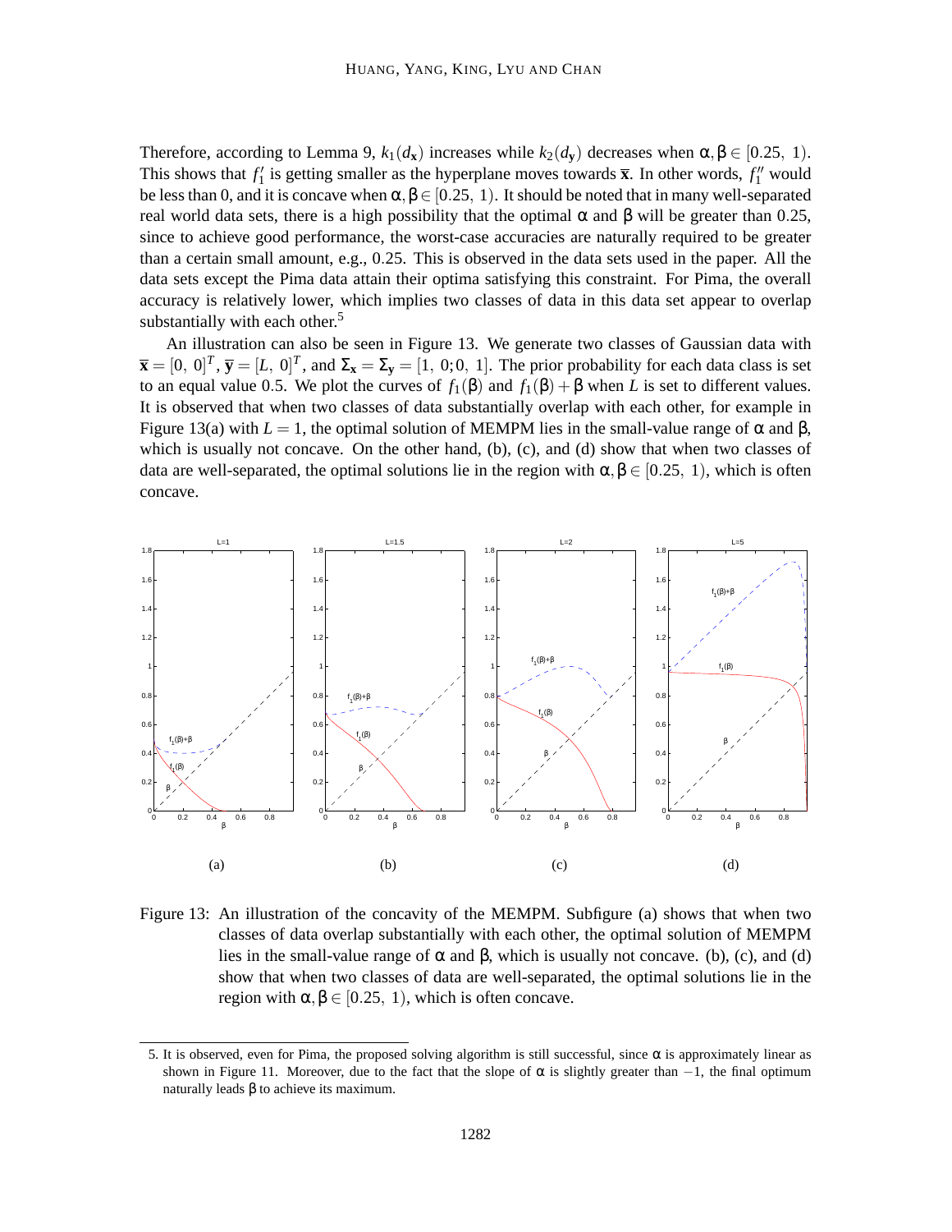Therefore, according to Lemma 9, $k_1(d_{\mathbf{x}})$ increases while $k_2(d_{\mathbf{y}})$ decreases when $\alpha, \beta \in [0.25,\ 1)$. This shows that $f_1'$ is getting smaller as the hyperplane moves towards $\overline{\mathbf{x}}$. In other words, $f_1''$ would be less than 0, and it is concave when $\alpha, \beta \in [0.25,\ 1)$. It should be noted that in many well-separated real world data sets, there is a high possibility that the optimal $\alpha$ and $\beta$ will be greater than 0.25, since to achieve good performance, the worst-case accuracies are naturally required to be greater than a certain small amount, e.g., 0.25. This is observed in the data sets used in the paper. All the data sets except the Pima data attain their optima satisfying this constraint. For Pima, the overall accuracy is relatively lower, which implies two classes of data in this data set appear to overlap substantially with each other.[5]

An illustration can also be seen in Figure 13. We generate two classes of Gaussian data with $\overline{\mathbf{x}} = [0,\ 0]^T$, $\overline{\mathbf{y}} = [L,\ 0]^T$, and $\Sigma_{\mathbf{x}} = \Sigma_{\mathbf{y}} = [1,\ 0; 0,\ 1]$. The prior probability for each data class is set to an equal value 0.5. We plot the curves of $f_1(\beta)$ and $f_1(\beta) + \beta$ when $L$ is set to different values. It is observed that when two classes of data substantially overlap with each other, for example in Figure 13(a) with $L = 1$, the optimal solution of MEMPM lies in the small-value range of $\alpha$ and $\beta$, which is usually not concave. On the other hand, (b), (c), and (d) show that when two classes of data are well-separated, the optimal solutions lie in the region with $\alpha, \beta \in [0.25,\ 1)$, which is often concave.

Figure 13: An illustration of the concavity of the MEMPM. Subfigure (a) shows that when two classes of data overlap substantially with each other, the optimal solution of MEMPM lies in the small-value range of $\alpha$ and $\beta$, which is usually not concave. (b), (c), and (d) show that when two classes of data are well-separated, the optimal solutions lie in the region with $\alpha, \beta \in [0.25,\ 1)$, which is often concave.

5. It is observed, even for Pima, the proposed solving algorithm is still successful, since $\alpha$ is approximately linear as shown in Figure 11. Moreover, due to the fact that the slope of $\alpha$ is slightly greater than $-1$, the final optimum naturally leads $\beta$ to achieve its maximum.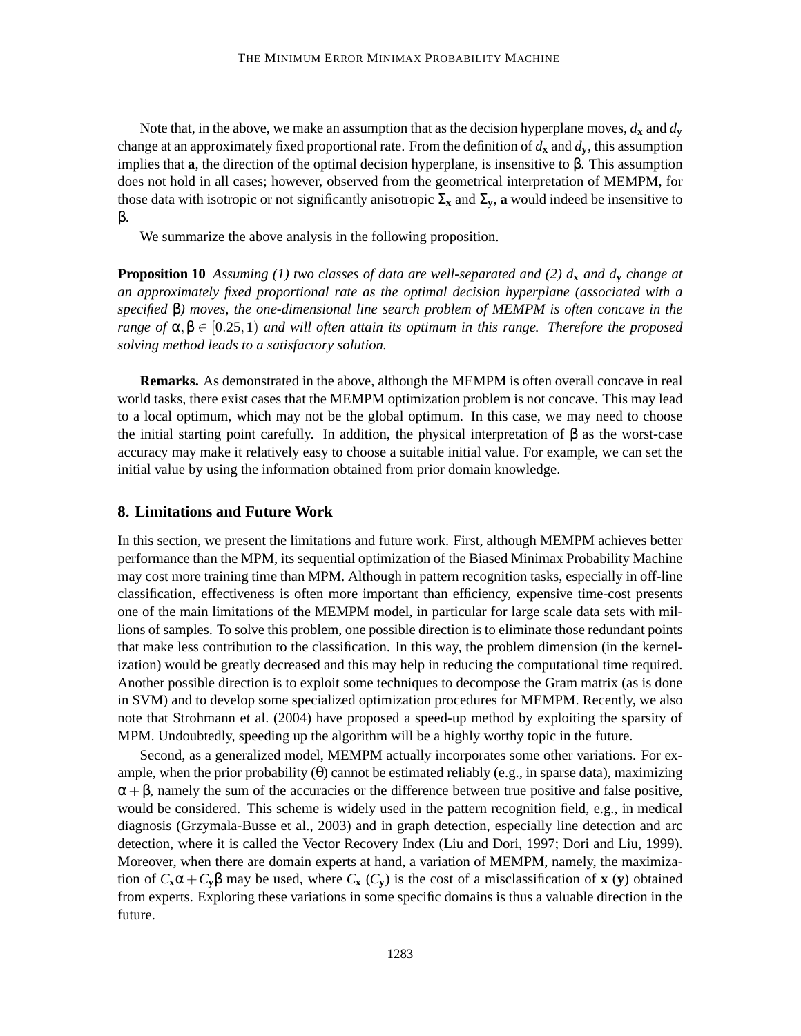Note that, in the above, we make an assumption that as the decision hyperplane moves, $d_{\mathbf{x}}$ and $d_{\mathbf{y}}$ change at an approximately fixed proportional rate. From the definition of $d_{\mathbf{x}}$ and $d_{\mathbf{y}}$, this assumption implies that $\mathbf{a}$, the direction of the optimal decision hyperplane, is insensitive to $\beta$. This assumption does not hold in all cases; however, observed from the geometrical interpretation of MEMPM, for those data with isotropic or not significantly anisotropic $\Sigma_{\mathbf{x}}$ and $\Sigma_{\mathbf{y}}$, $\mathbf{a}$ would indeed be insensitive to $\beta$.

We summarize the above analysis in the following proposition.

**Proposition 10** *Assuming (1) two classes of data are well-separated and (2) $d_{\mathbf{x}}$ and $d_{\mathbf{y}}$ change at an approximately fixed proportional rate as the optimal decision hyperplane (associated with a specified $\beta$) moves, the one-dimensional line search problem of MEMPM is often concave in the range of $\alpha, \beta \in [0.25, 1)$ and will often attain its optimum in this range. Therefore the proposed solving method leads to a satisfactory solution.*

**Remarks.** As demonstrated in the above, although the MEMPM is often overall concave in real world tasks, there exist cases that the MEMPM optimization problem is not concave. This may lead to a local optimum, which may not be the global optimum. In this case, we may need to choose the initial starting point carefully. In addition, the physical interpretation of $\beta$ as the worst-case accuracy may make it relatively easy to choose a suitable initial value. For example, we can set the initial value by using the information obtained from prior domain knowledge.

## 8. Limitations and Future Work

In this section, we present the limitations and future work. First, although MEMPM achieves better performance than the MPM, its sequential optimization of the Biased Minimax Probability Machine may cost more training time than MPM. Although in pattern recognition tasks, especially in off-line classification, effectiveness is often more important than efficiency, expensive time-cost presents one of the main limitations of the MEMPM model, in particular for large scale data sets with millions of samples. To solve this problem, one possible direction is to eliminate those redundant points that make less contribution to the classification. In this way, the problem dimension (in the kernelization) would be greatly decreased and this may help in reducing the computational time required. Another possible direction is to exploit some techniques to decompose the Gram matrix (as is done in SVM) and to develop some specialized optimization procedures for MEMPM. Recently, we also note that Strohmann et al. (2004) have proposed a speed-up method by exploiting the sparsity of MPM. Undoubtedly, speeding up the algorithm will be a highly worthy topic in the future.

Second, as a generalized model, MEMPM actually incorporates some other variations. For example, when the prior probability ($\theta$) cannot be estimated reliably (e.g., in sparse data), maximizing $\alpha + \beta$, namely the sum of the accuracies or the difference between true positive and false positive, would be considered. This scheme is widely used in the pattern recognition field, e.g., in medical diagnosis (Grzymala-Busse et al., 2003) and in graph detection, especially line detection and arc detection, where it is called the Vector Recovery Index (Liu and Dori, 1997; Dori and Liu, 1999). Moreover, when there are domain experts at hand, a variation of MEMPM, namely, the maximization of $C_{\mathbf{x}}\alpha + C_{\mathbf{y}}\beta$ may be used, where $C_{\mathbf{x}}$ ($C_{\mathbf{y}}$) is the cost of a misclassification of $\mathbf{x}$ ($\mathbf{y}$) obtained from experts. Exploring these variations in some specific domains is thus a valuable direction in the future.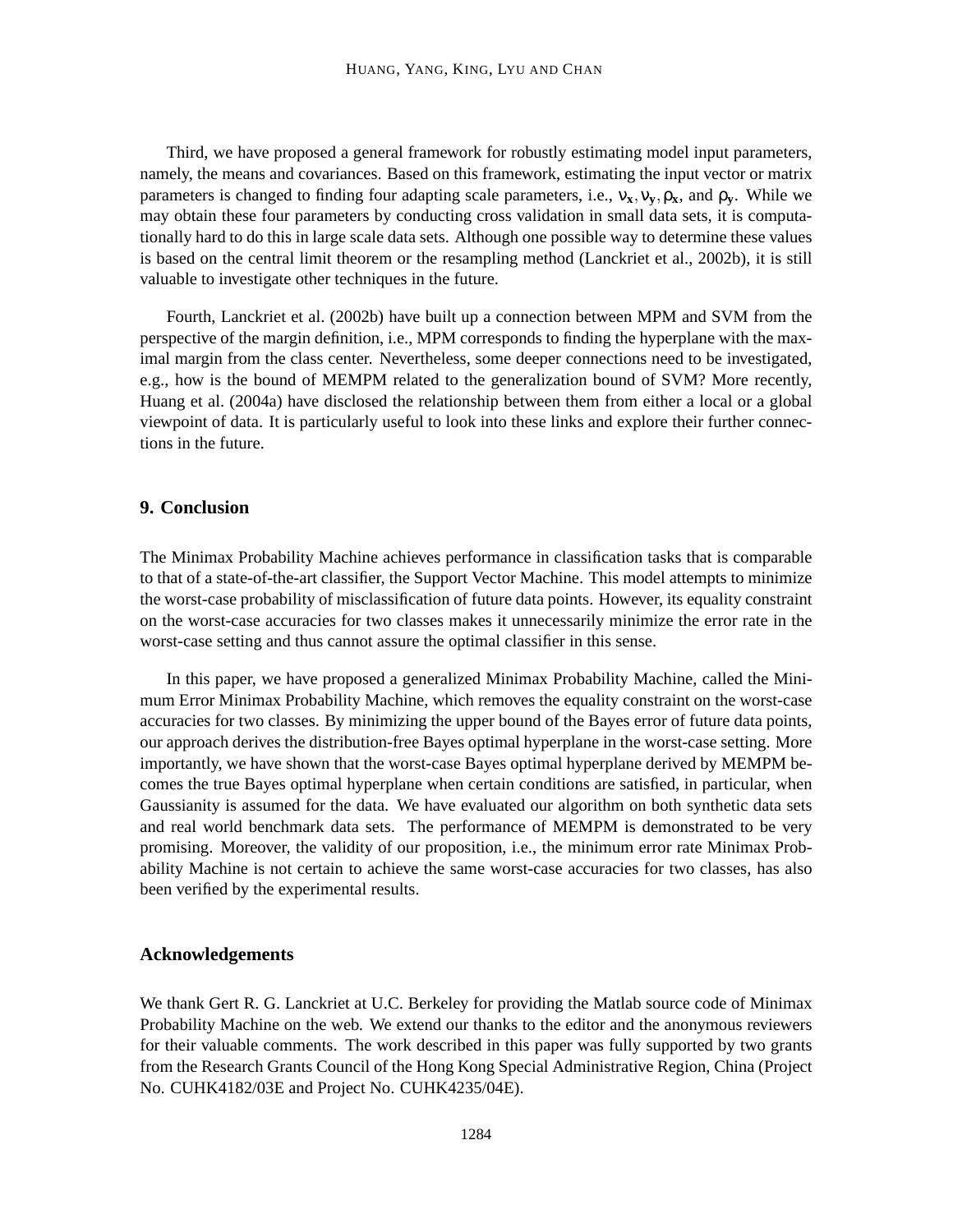Third, we have proposed a general framework for robustly estimating model input parameters, namely, the means and covariances. Based on this framework, estimating the input vector or matrix parameters is changed to finding four adapting scale parameters, i.e., $\nu_{\mathbf{x}}, \nu_{\mathbf{y}}, \rho_{\mathbf{x}}$, and $\rho_{\mathbf{y}}$. While we may obtain these four parameters by conducting cross validation in small data sets, it is computationally hard to do this in large scale data sets. Although one possible way to determine these values is based on the central limit theorem or the resampling method (Lanckriet et al., 2002b), it is still valuable to investigate other techniques in the future.

Fourth, Lanckriet et al. (2002b) have built up a connection between MPM and SVM from the perspective of the margin definition, i.e., MPM corresponds to finding the hyperplane with the maximal margin from the class center. Nevertheless, some deeper connections need to be investigated, e.g., how is the bound of MEMPM related to the generalization bound of SVM? More recently, Huang et al. (2004a) have disclosed the relationship between them from either a local or a global viewpoint of data. It is particularly useful to look into these links and explore their further connections in the future.

## 9. Conclusion

The Minimax Probability Machine achieves performance in classification tasks that is comparable to that of a state-of-the-art classifier, the Support Vector Machine. This model attempts to minimize the worst-case probability of misclassification of future data points. However, its equality constraint on the worst-case accuracies for two classes makes it unnecessarily minimize the error rate in the worst-case setting and thus cannot assure the optimal classifier in this sense.

In this paper, we have proposed a generalized Minimax Probability Machine, called the Minimum Error Minimax Probability Machine, which removes the equality constraint on the worst-case accuracies for two classes. By minimizing the upper bound of the Bayes error of future data points, our approach derives the distribution-free Bayes optimal hyperplane in the worst-case setting. More importantly, we have shown that the worst-case Bayes optimal hyperplane derived by MEMPM becomes the true Bayes optimal hyperplane when certain conditions are satisfied, in particular, when Gaussianity is assumed for the data. We have evaluated our algorithm on both synthetic data sets and real world benchmark data sets. The performance of MEMPM is demonstrated to be very promising. Moreover, the validity of our proposition, i.e., the minimum error rate Minimax Probability Machine is not certain to achieve the same worst-case accuracies for two classes, has also been verified by the experimental results.

## Acknowledgements

We thank Gert R. G. Lanckriet at U.C. Berkeley for providing the Matlab source code of Minimax Probability Machine on the web. We extend our thanks to the editor and the anonymous reviewers for their valuable comments. The work described in this paper was fully supported by two grants from the Research Grants Council of the Hong Kong Special Administrative Region, China (Project No. CUHK4182/03E and Project No. CUHK4235/04E).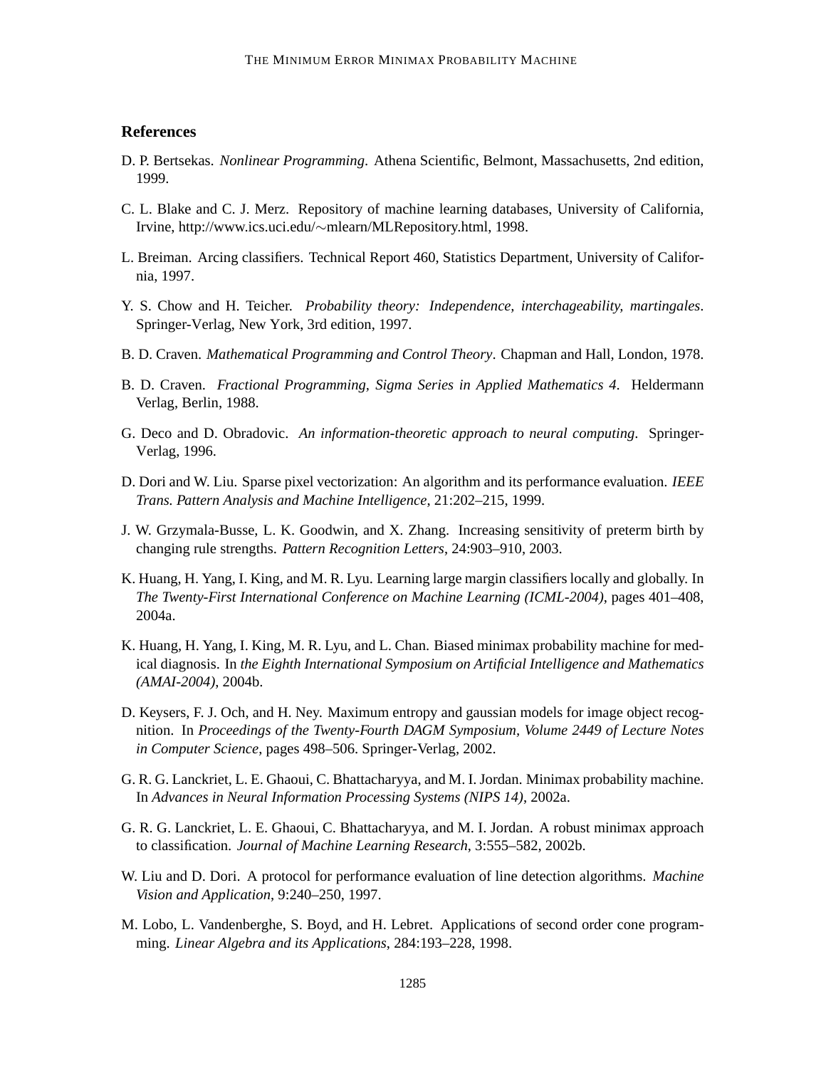## References

D. P. Bertsekas. *Nonlinear Programming*. Athena Scientific, Belmont, Massachusetts, 2nd edition, 1999.

C. L. Blake and C. J. Merz. Repository of machine learning databases, University of California, Irvine, http://www.ics.uci.edu/∼mlearn/MLRepository.html, 1998.

L. Breiman. Arcing classifiers. Technical Report 460, Statistics Department, University of California, 1997.

Y. S. Chow and H. Teicher. *Probability theory: Independence, interchageability, martingales*. Springer-Verlag, New York, 3rd edition, 1997.

B. D. Craven. *Mathematical Programming and Control Theory*. Chapman and Hall, London, 1978.

B. D. Craven. *Fractional Programming, Sigma Series in Applied Mathematics 4*. Heldermann Verlag, Berlin, 1988.

G. Deco and D. Obradovic. *An information-theoretic approach to neural computing*. Springer-Verlag, 1996.

D. Dori and W. Liu. Sparse pixel vectorization: An algorithm and its performance evaluation. *IEEE Trans. Pattern Analysis and Machine Intelligence*, 21:202–215, 1999.

J. W. Grzymala-Busse, L. K. Goodwin, and X. Zhang. Increasing sensitivity of preterm birth by changing rule strengths. *Pattern Recognition Letters*, 24:903–910, 2003.

K. Huang, H. Yang, I. King, and M. R. Lyu. Learning large margin classifiers locally and globally. In *The Twenty-First International Conference on Machine Learning (ICML-2004)*, pages 401–408, 2004a.

K. Huang, H. Yang, I. King, M. R. Lyu, and L. Chan. Biased minimax probability machine for medical diagnosis. In *the Eighth International Symposium on Artificial Intelligence and Mathematics (AMAI-2004)*, 2004b.

D. Keysers, F. J. Och, and H. Ney. Maximum entropy and gaussian models for image object recognition. In *Proceedings of the Twenty-Fourth DAGM Symposium, Volume 2449 of Lecture Notes in Computer Science*, pages 498–506. Springer-Verlag, 2002.

G. R. G. Lanckriet, L. E. Ghaoui, C. Bhattacharyya, and M. I. Jordan. Minimax probability machine. In *Advances in Neural Information Processing Systems (NIPS 14)*, 2002a.

G. R. G. Lanckriet, L. E. Ghaoui, C. Bhattacharyya, and M. I. Jordan. A robust minimax approach to classification. *Journal of Machine Learning Research*, 3:555–582, 2002b.

W. Liu and D. Dori. A protocol for performance evaluation of line detection algorithms. *Machine Vision and Application*, 9:240–250, 1997.

M. Lobo, L. Vandenberghe, S. Boyd, and H. Lebret. Applications of second order cone programming. *Linear Algebra and its Applications*, 284:193–228, 1998.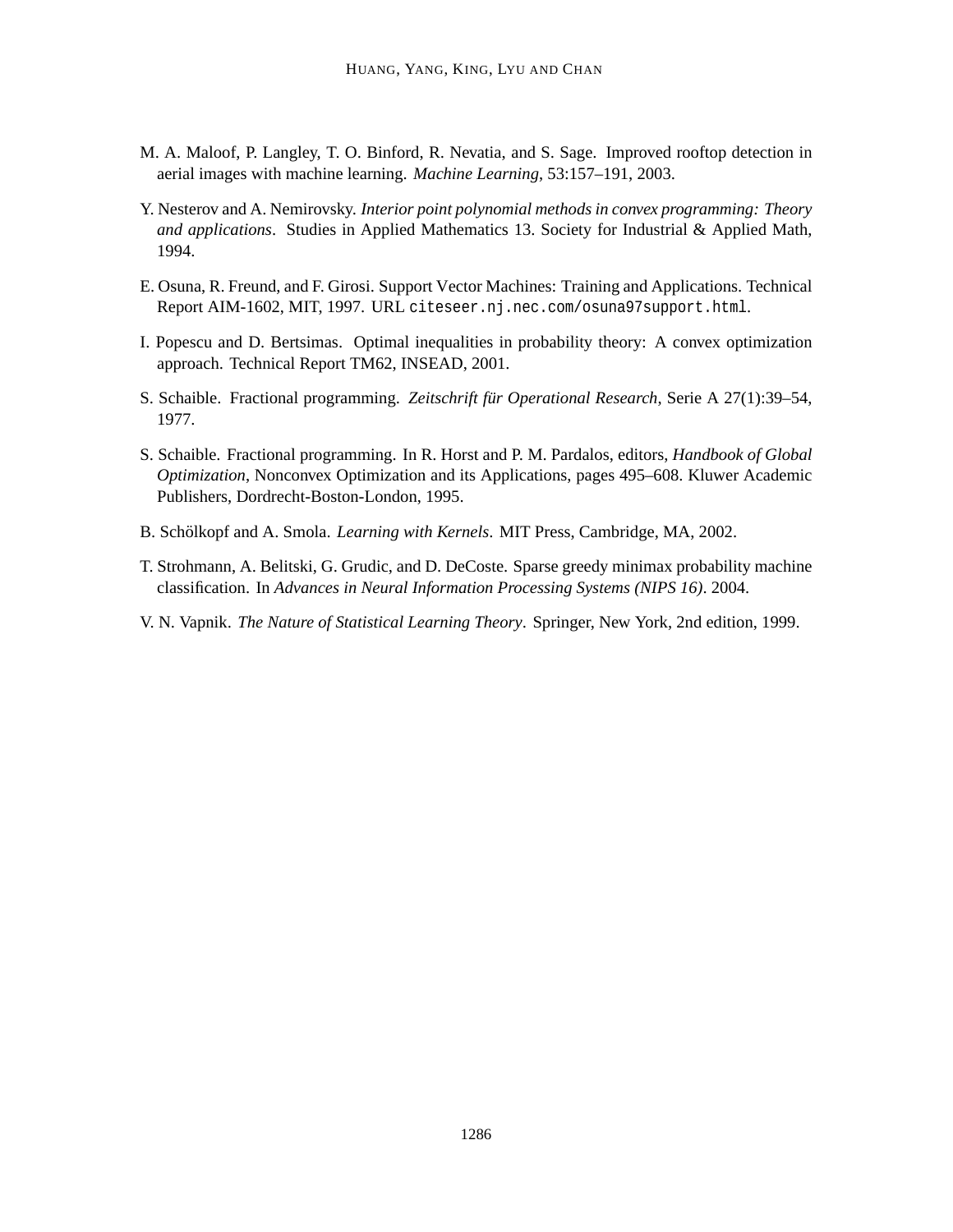M. A. Maloof, P. Langley, T. O. Binford, R. Nevatia, and S. Sage. Improved rooftop detection in aerial images with machine learning. *Machine Learning*, 53:157–191, 2003.

Y. Nesterov and A. Nemirovsky. *Interior point polynomial methods in convex programming: Theory and applications*. Studies in Applied Mathematics 13. Society for Industrial & Applied Math, 1994.

E. Osuna, R. Freund, and F. Girosi. Support Vector Machines: Training and Applications. Technical Report AIM-1602, MIT, 1997. URL `citeseer.nj.nec.com/osuna97support.html`.

I. Popescu and D. Bertsimas. Optimal inequalities in probability theory: A convex optimization approach. Technical Report TM62, INSEAD, 2001.

S. Schaible. Fractional programming. *Zeitschrift für Operational Research*, Serie A 27(1):39–54, 1977.

S. Schaible. Fractional programming. In R. Horst and P. M. Pardalos, editors, *Handbook of Global Optimization*, Nonconvex Optimization and its Applications, pages 495–608. Kluwer Academic Publishers, Dordrecht-Boston-London, 1995.

B. Schölkopf and A. Smola. *Learning with Kernels*. MIT Press, Cambridge, MA, 2002.

T. Strohmann, A. Belitski, G. Grudic, and D. DeCoste. Sparse greedy minimax probability machine classification. In *Advances in Neural Information Processing Systems (NIPS 16)*. 2004.

V. N. Vapnik. *The Nature of Statistical Learning Theory*. Springer, New York, 2nd edition, 1999.